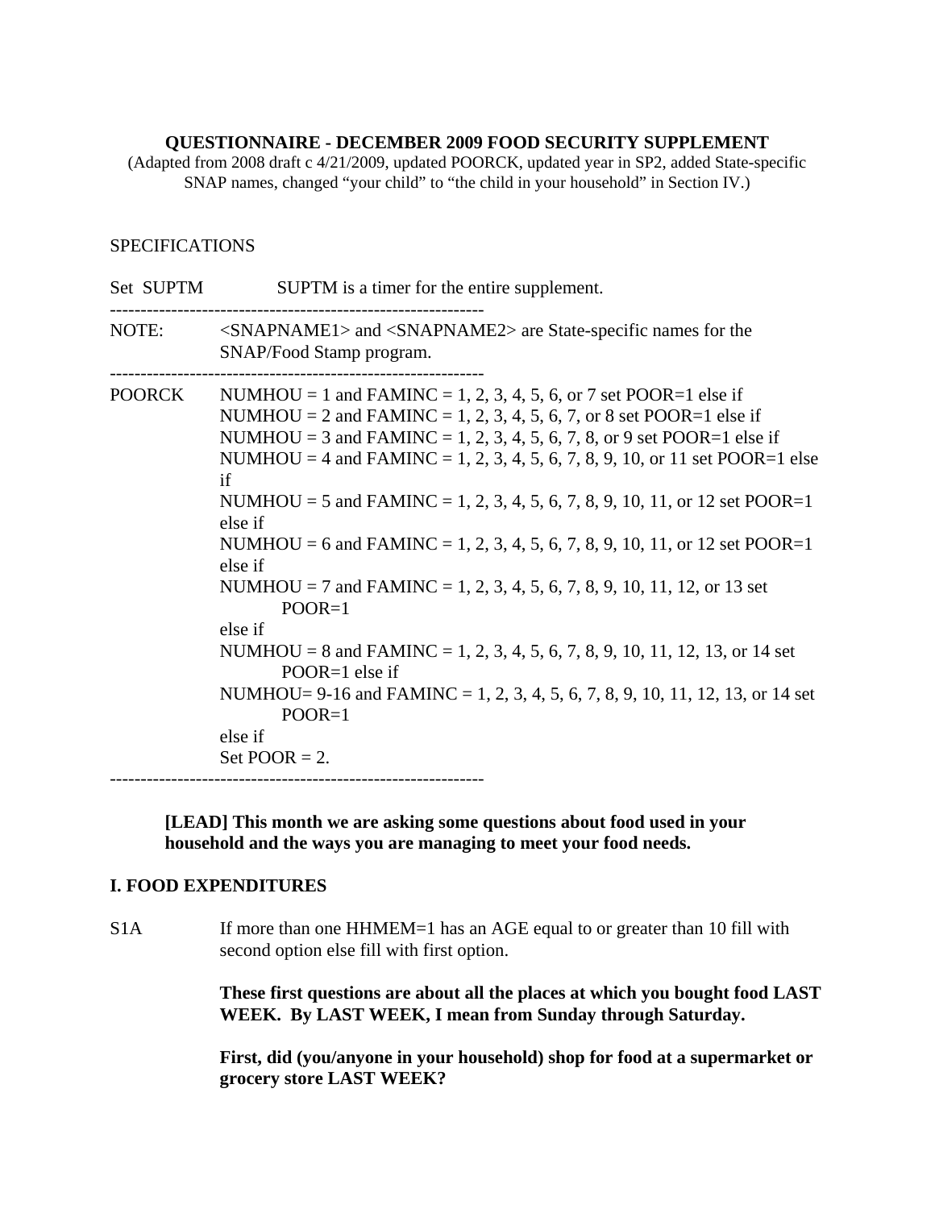**QUESTIONNAIRE - DECEMBER 2009 FOOD SECURITY SUPPLEMENT**

(Adapted from 2008 draft c 4/21/2009, updated POORCK, updated year in SP2, added State-specific SNAP names, changed "your child" to "the child in your household" in Section IV.)

SPECIFICATIONS

Set SUPTM SUPTM is a timer for the entire supplement.

--------------------------------------------------------------

NOTE: <SNAPNAME1> and <SNAPNAME2> are State-specific names for the SNAP/Food Stamp program.

--------------------------------------------------------------

POORCK NUMHOU = 1 and FAMINC = 1, 2, 3, 4, 5, 6, or 7 set POOR=1 else if
NUMHOU = 2 and FAMINC = 1, 2, 3, 4, 5, 6, 7, or 8 set POOR=1 else if
NUMHOU = 3 and FAMINC = 1, 2, 3, 4, 5, 6, 7, 8, or 9 set POOR=1 else if
NUMHOU = 4 and FAMINC = 1, 2, 3, 4, 5, 6, 7, 8, 9, 10, or 11 set POOR=1 else if
NUMHOU = 5 and FAMINC = 1, 2, 3, 4, 5, 6, 7, 8, 9, 10, 11, or 12 set POOR=1 else if
NUMHOU = 6 and FAMINC = 1, 2, 3, 4, 5, 6, 7, 8, 9, 10, 11, or 12 set POOR=1 else if
NUMHOU = 7 and FAMINC = 1, 2, 3, 4, 5, 6, 7, 8, 9, 10, 11, 12, or 13 set POOR=1
else if
NUMHOU = 8 and FAMINC = 1, 2, 3, 4, 5, 6, 7, 8, 9, 10, 11, 12, 13, or 14 set POOR=1 else if
NUMHOU= 9-16 and FAMINC = 1, 2, 3, 4, 5, 6, 7, 8, 9, 10, 11, 12, 13, or 14 set POOR=1
else if
Set POOR = 2.

--------------------------------------------------------------

**[LEAD] This month we are asking some questions about food used in your household and the ways you are managing to meet your food needs.**

## I. FOOD EXPENDITURES

S1A If more than one HHMEM=1 has an AGE equal to or greater than 10 fill with second option else fill with first option.

**These first questions are about all the places at which you bought food LAST WEEK. By LAST WEEK, I mean from Sunday through Saturday.**

**First, did (you/anyone in your household) shop for food at a supermarket or grocery store LAST WEEK?**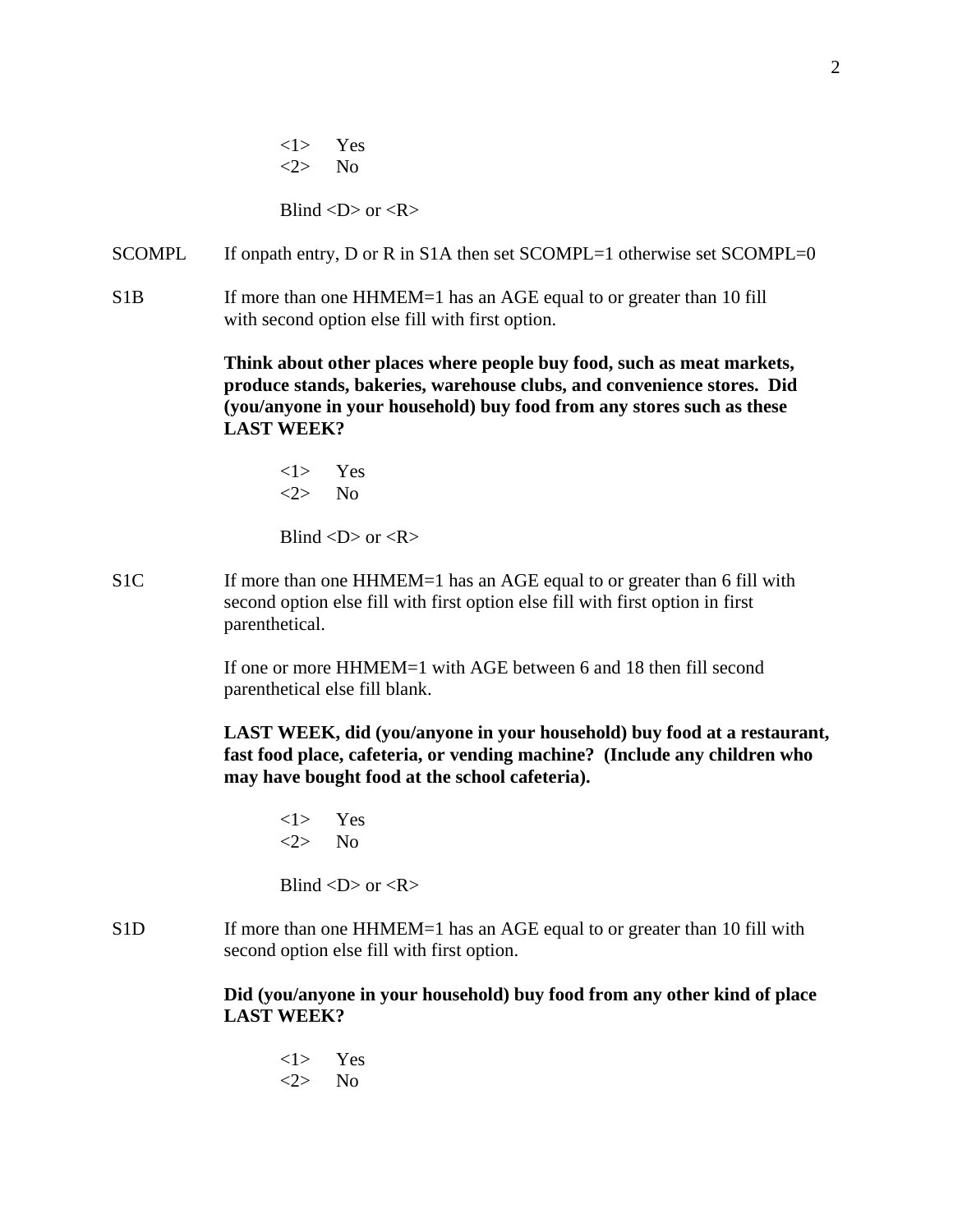<1> Yes
<2> No

Blind <D> or <R>

SCOMPL If onpath entry, D or R in S1A then set SCOMPL=1 otherwise set SCOMPL=0

S1B If more than one HHMEM=1 has an AGE equal to or greater than 10 fill with second option else fill with first option.

**Think about other places where people buy food, such as meat markets, produce stands, bakeries, warehouse clubs, and convenience stores. Did (you/anyone in your household) buy food from any stores such as these LAST WEEK?**

<1> Yes
<2> No

Blind <D> or <R>

S1C If more than one HHMEM=1 has an AGE equal to or greater than 6 fill with second option else fill with first option else fill with first option in first parenthetical.

If one or more HHMEM=1 with AGE between 6 and 18 then fill second parenthetical else fill blank.

**LAST WEEK, did (you/anyone in your household) buy food at a restaurant, fast food place, cafeteria, or vending machine? (Include any children who may have bought food at the school cafeteria).**

<1> Yes
<2> No

Blind <D> or <R>

S1D If more than one HHMEM=1 has an AGE equal to or greater than 10 fill with second option else fill with first option.

**Did (you/anyone in your household) buy food from any other kind of place LAST WEEK?**

<1> Yes
<2> No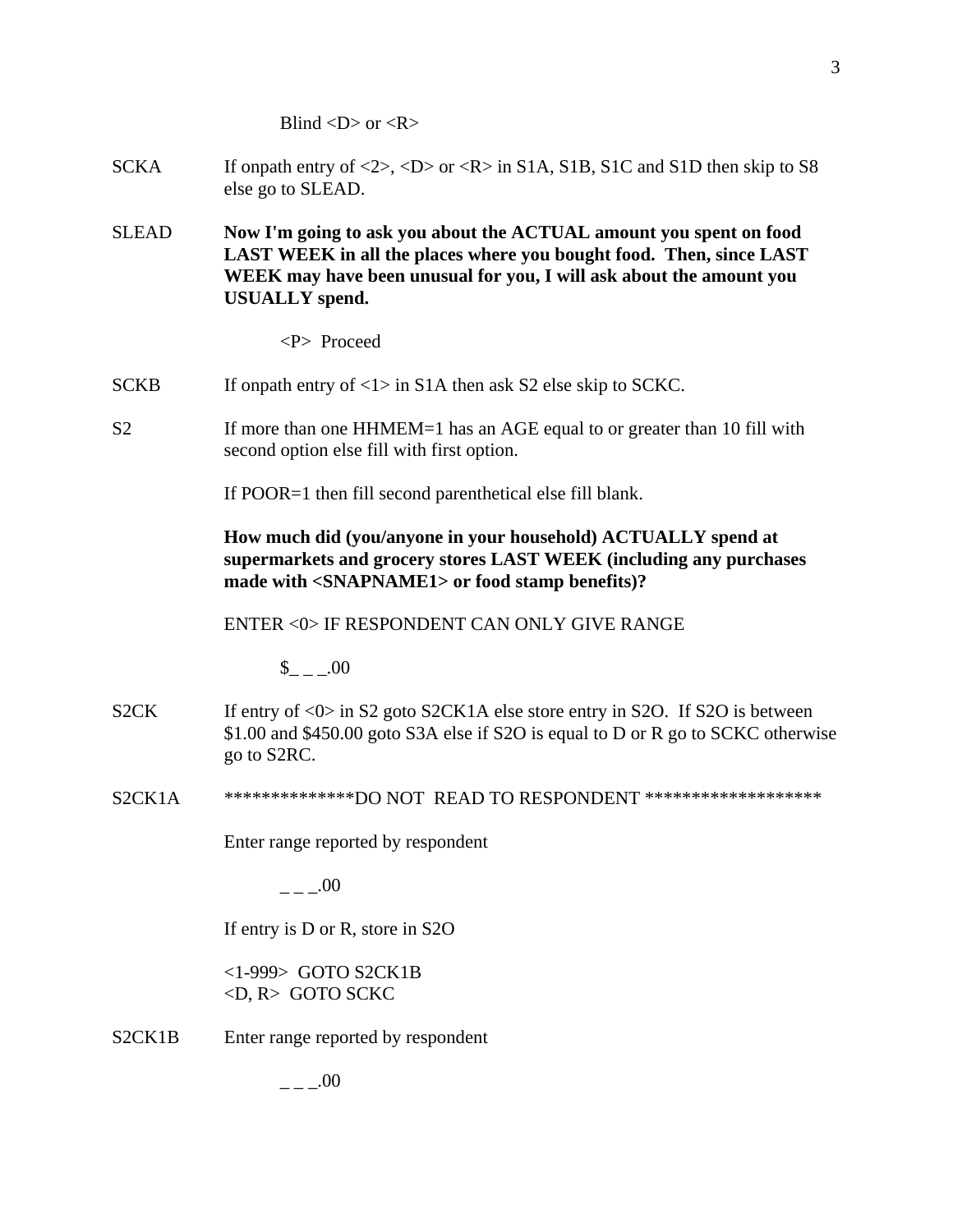Blind <D> or <R>

SCKA	If onpath entry of <2>, <D> or <R> in S1A, S1B, S1C and S1D then skip to S8 else go to SLEAD.

SLEAD	**Now I'm going to ask you about the ACTUAL amount you spent on food LAST WEEK in all the places where you bought food. Then, since LAST WEEK may have been unusual for you, I will ask about the amount you USUALLY spend.**

<P> Proceed

SCKB	If onpath entry of <1> in S1A then ask S2 else skip to SCKC.

S2	If more than one HHMEM=1 has an AGE equal to or greater than 10 fill with second option else fill with first option.

If POOR=1 then fill second parenthetical else fill blank.

**How much did (you/anyone in your household) ACTUALLY spend at supermarkets and grocery stores LAST WEEK (including any purchases made with <SNAPNAME1> or food stamp benefits)?**

ENTER <0> IF RESPONDENT CAN ONLY GIVE RANGE

$_ _ _.00

S2CK	If entry of <0> in S2 goto S2CK1A else store entry in S2O. If S2O is between $1.00 and $450.00 goto S3A else if S2O is equal to D or R go to SCKC otherwise go to S2RC.

S2CK1A	**************DO NOT READ TO RESPONDENT *******************

Enter range reported by respondent

_ _ _.00

If entry is D or R, store in S2O

<1-999> GOTO S2CK1B
<D, R> GOTO SCKC

S2CK1B	Enter range reported by respondent

_ _ _.00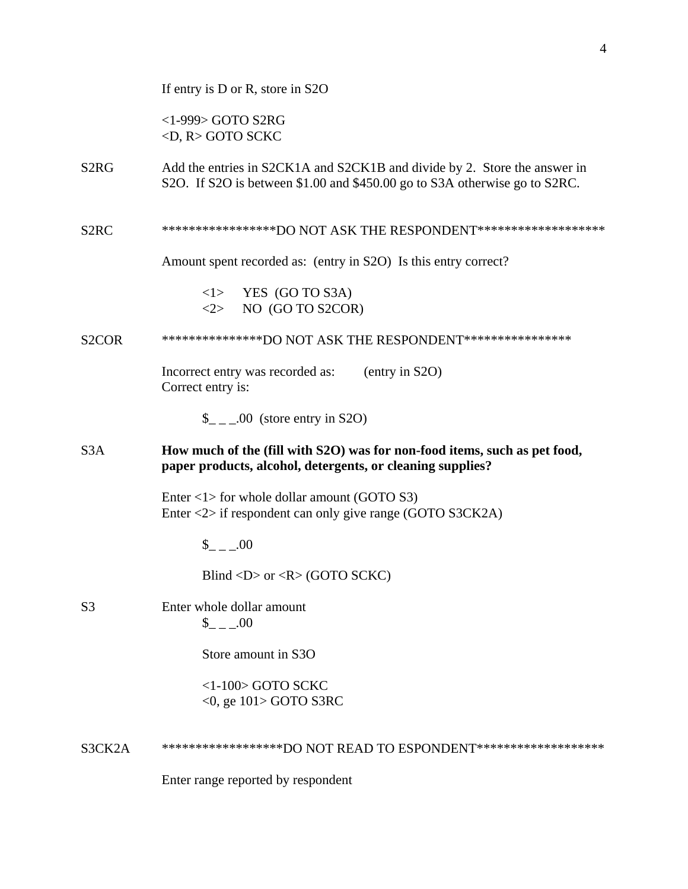If entry is D or R, store in S2O

<1-999> GOTO S2RG
<D, R> GOTO SCKC

S2RG Add the entries in S2CK1A and S2CK1B and divide by 2. Store the answer in S2O. If S2O is between $1.00 and $450.00 go to S3A otherwise go to S2RC.

S2RC *****************DO NOT ASK THE RESPONDENT*******************

Amount spent recorded as: (entry in S2O) Is this entry correct?

<1> YES (GO TO S3A)
<2> NO (GO TO S2COR)

S2COR ***************DO NOT ASK THE RESPONDENT****************

Incorrect entry was recorded as: (entry in S2O)
Correct entry is:

$_ _ _.00 (store entry in S2O)

S3A **How much of the (fill with S2O) was for non-food items, such as pet food, paper products, alcohol, detergents, or cleaning supplies?**

Enter <1> for whole dollar amount (GOTO S3)
Enter <2> if respondent can only give range (GOTO S3CK2A)

$_ _ _.00

Blind <D> or <R> (GOTO SCKC)

S3 Enter whole dollar amount
$_ _ _.00

Store amount in S3O

<1-100> GOTO SCKC
<0, ge 101> GOTO S3RC

S3CK2A ******************DO NOT READ TO ESPONDENT*******************

Enter range reported by respondent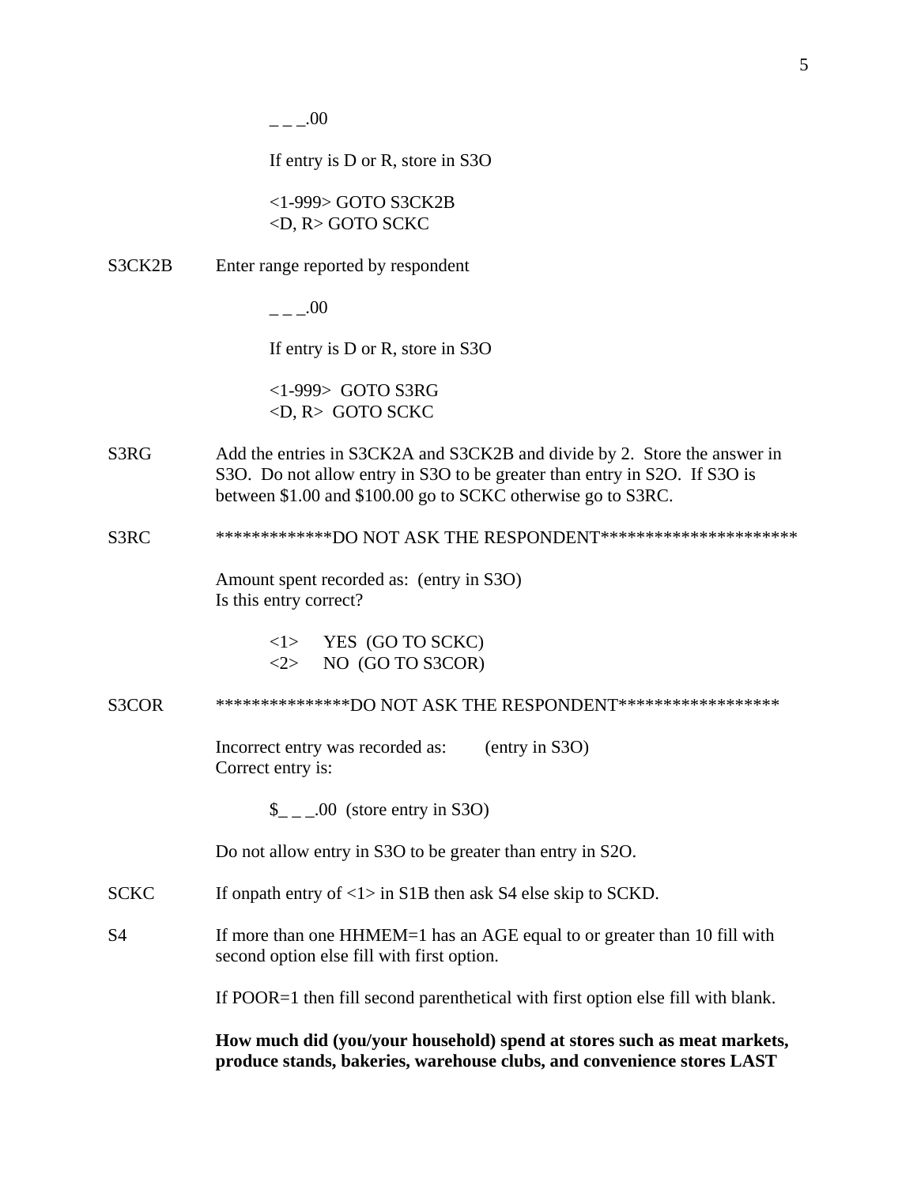_ _ _.00

If entry is D or R, store in S3O

<1-999> GOTO S3CK2B
<D, R> GOTO SCKC

S3CK2B Enter range reported by respondent

_ _ _.00

If entry is D or R, store in S3O

<1-999> GOTO S3RG
<D, R> GOTO SCKC

S3RG Add the entries in S3CK2A and S3CK2B and divide by 2. Store the answer in S3O. Do not allow entry in S3O to be greater than entry in S2O. If S3O is between $1.00 and $100.00 go to SCKC otherwise go to S3RC.

S3RC *************DO NOT ASK THE RESPONDENT**********************

Amount spent recorded as: (entry in S3O)
Is this entry correct?

<1> YES (GO TO SCKC)
<2> NO (GO TO S3COR)

S3COR ***************DO NOT ASK THE RESPONDENT******************

Incorrect entry was recorded as: (entry in S3O)
Correct entry is:

$_ _ _.00 (store entry in S3O)

Do not allow entry in S3O to be greater than entry in S2O.

SCKC If onpath entry of <1> in S1B then ask S4 else skip to SCKD.

S4 If more than one HHMEM=1 has an AGE equal to or greater than 10 fill with second option else fill with first option.

If POOR=1 then fill second parenthetical with first option else fill with blank.

**How much did (you/your household) spend at stores such as meat markets, produce stands, bakeries, warehouse clubs, and convenience stores LAST**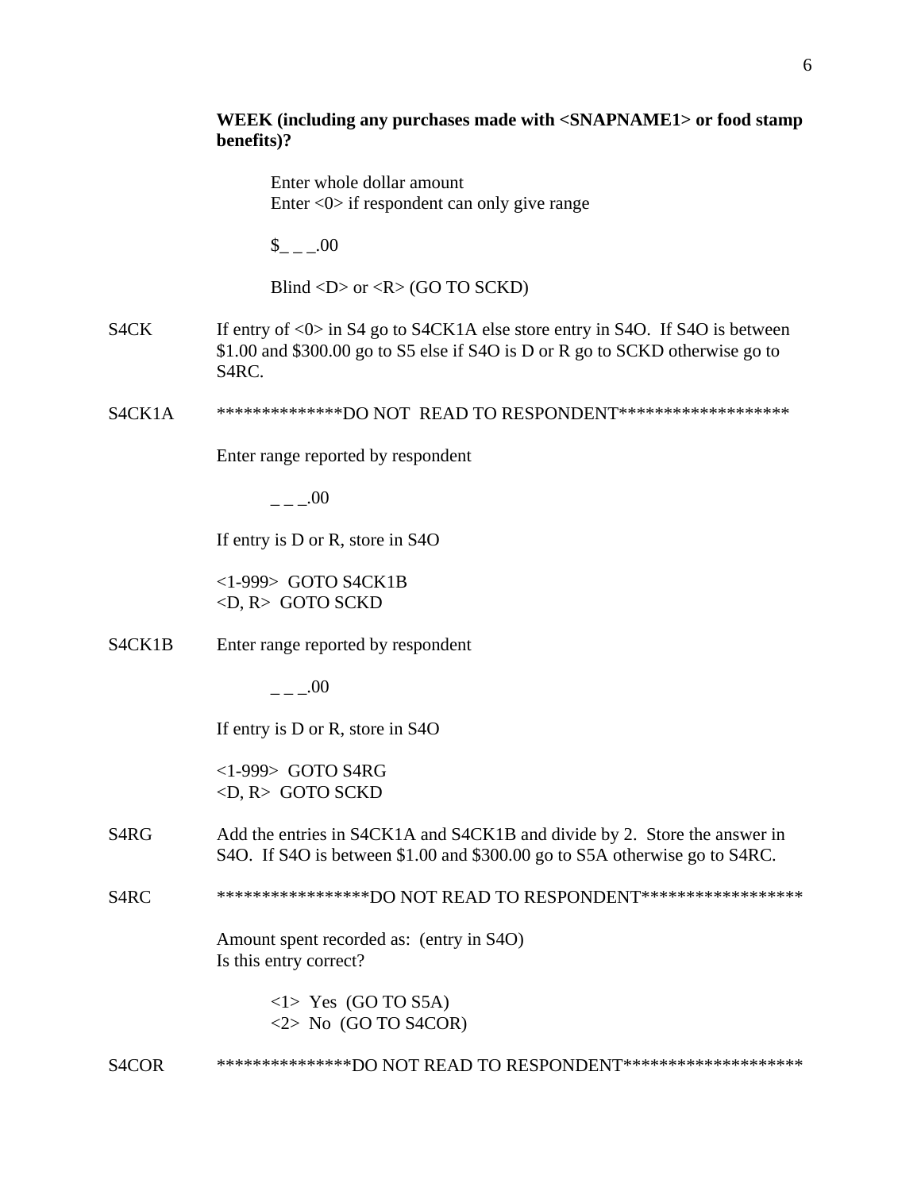**WEEK (including any purchases made with <SNAPNAME1> or food stamp benefits)?**

Enter whole dollar amount
Enter <0> if respondent can only give range

$_ _ _.00

Blind <D> or <R> (GO TO SCKD)

S4CK If entry of <0> in S4 go to S4CK1A else store entry in S4O. If S4O is between $1.00 and $300.00 go to S5 else if S4O is D or R go to SCKD otherwise go to S4RC.

S4CK1A **************DO NOT READ TO RESPONDENT*******************

Enter range reported by respondent

_ _ _.00

If entry is D or R, store in S4O

<1-999> GOTO S4CK1B
<D, R> GOTO SCKD

S4CK1B Enter range reported by respondent

_ _ _.00

If entry is D or R, store in S4O

<1-999> GOTO S4RG
<D, R> GOTO SCKD

S4RG Add the entries in S4CK1A and S4CK1B and divide by 2. Store the answer in S4O. If S4O is between $1.00 and $300.00 go to S5A otherwise go to S4RC.

S4RC *****************DO NOT READ TO RESPONDENT******************

Amount spent recorded as: (entry in S4O)
Is this entry correct?

<1> Yes (GO TO S5A)
<2> No (GO TO S4COR)

S4COR ***************DO NOT READ TO RESPONDENT********************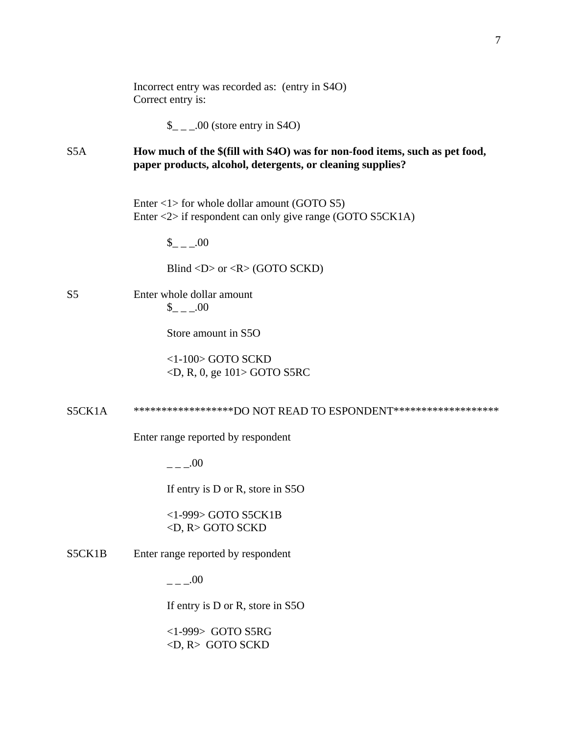Incorrect entry was recorded as: (entry in S4O)
Correct entry is:

$_ _ _.00 (store entry in S4O)

S5A **How much of the $(fill with S4O) was for non-food items, such as pet food, paper products, alcohol, detergents, or cleaning supplies?**

Enter <1> for whole dollar amount (GOTO S5)
Enter <2> if respondent can only give range (GOTO S5CK1A)

$_ _ _.00

Blind <D> or <R> (GOTO SCKD)

S5 Enter whole dollar amount
$_ _ _.00

Store amount in S5O

<1-100> GOTO SCKD
<D, R, 0, ge 101> GOTO S5RC

S5CK1A ******************DO NOT READ TO ESPONDENT*******************

Enter range reported by respondent

_ _ _.00

If entry is D or R, store in S5O

<1-999> GOTO S5CK1B
<D, R> GOTO SCKD

S5CK1B Enter range reported by respondent

_ _ _.00

If entry is D or R, store in S5O

<1-999> GOTO S5RG
<D, R> GOTO SCKD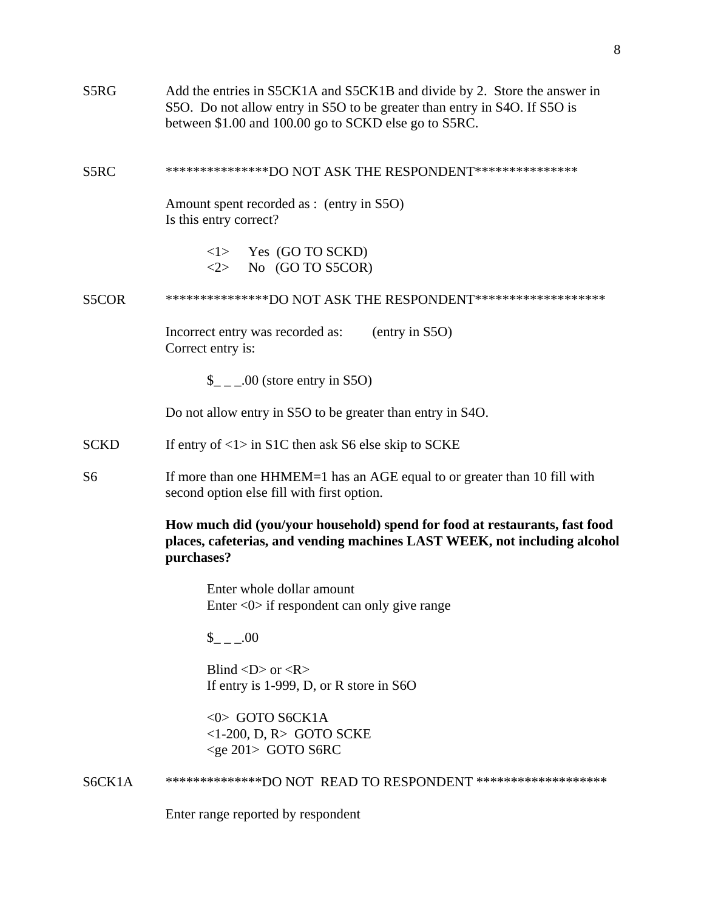S5RG Add the entries in S5CK1A and S5CK1B and divide by 2. Store the answer in S5O. Do not allow entry in S5O to be greater than entry in S4O. If S5O is between $1.00 and 100.00 go to SCKD else go to S5RC.

S5RC ***************DO NOT ASK THE RESPONDENT***************

Amount spent recorded as : (entry in S5O)
Is this entry correct?

<1> Yes (GO TO SCKD)
<2> No (GO TO S5COR)

S5COR ***************DO NOT ASK THE RESPONDENT*******************

Incorrect entry was recorded as: (entry in S5O)
Correct entry is:

$_ _ _.00 (store entry in S5O)

Do not allow entry in S5O to be greater than entry in S4O.

SCKD If entry of <1> in S1C then ask S6 else skip to SCKE

S6 If more than one HHMEM=1 has an AGE equal to or greater than 10 fill with second option else fill with first option.

**How much did (you/your household) spend for food at restaurants, fast food places, cafeterias, and vending machines LAST WEEK, not including alcohol purchases?**

Enter whole dollar amount
Enter <0> if respondent can only give range

$_ _ _.00

Blind <D> or <R>
If entry is 1-999, D, or R store in S6O

<0> GOTO S6CK1A
<1-200, D, R> GOTO SCKE
<ge 201> GOTO S6RC

S6CK1A **************DO NOT READ TO RESPONDENT *******************

Enter range reported by respondent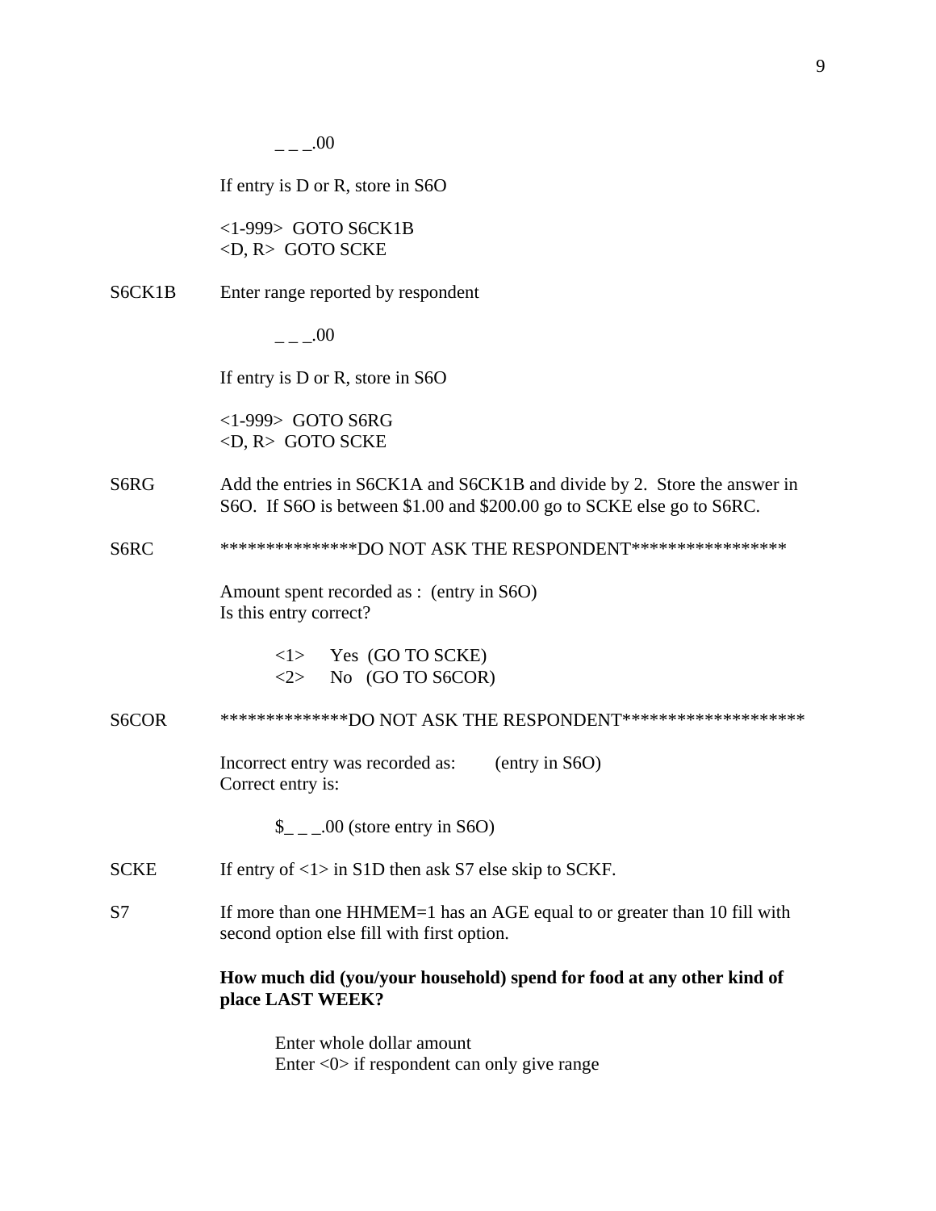_ _ _.00

If entry is D or R, store in S6O

<1-999>  GOTO S6CK1B
<D, R>  GOTO SCKE

S6CK1B Enter range reported by respondent

_ _ _.00

If entry is D or R, store in S6O

<1-999>  GOTO S6RG
<D, R>  GOTO SCKE

S6RG Add the entries in S6CK1A and S6CK1B and divide by 2. Store the answer in S6O. If S6O is between $1.00 and $200.00 go to SCKE else go to S6RC.

S6RC ***************DO NOT ASK THE RESPONDENT*****************

Amount spent recorded as : (entry in S6O)
Is this entry correct?

<1> Yes (GO TO SCKE)
<2> No (GO TO S6COR)

S6COR **************DO NOT ASK THE RESPONDENT********************

Incorrect entry was recorded as: (entry in S6O)
Correct entry is:

$_ _ _.00 (store entry in S6O)

SCKE If entry of <1> in S1D then ask S7 else skip to SCKF.

S7 If more than one HHMEM=1 has an AGE equal to or greater than 10 fill with second option else fill with first option.

**How much did (you/your household) spend for food at any other kind of place LAST WEEK?**

Enter whole dollar amount
Enter <0> if respondent can only give range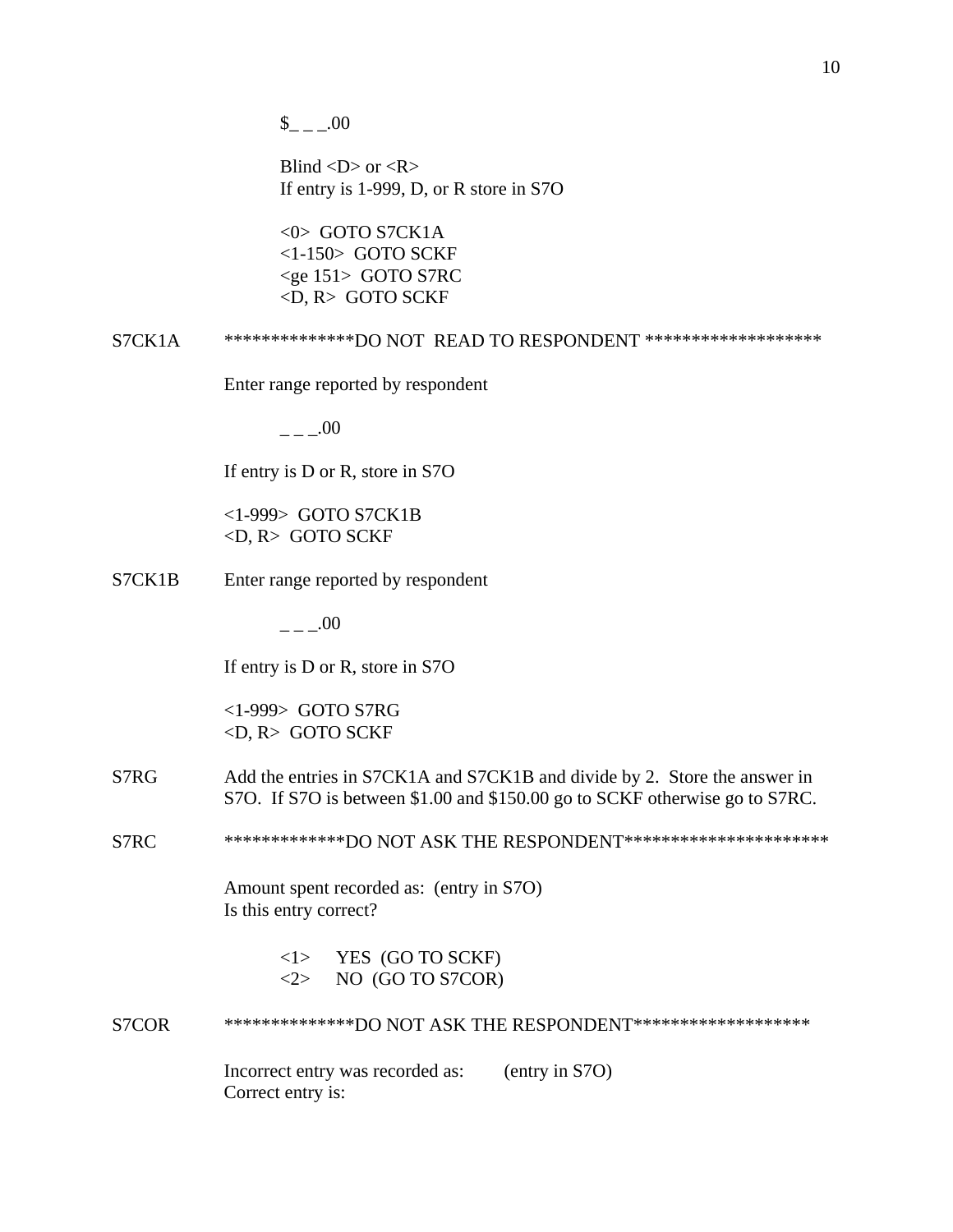$_ _ _.00

Blind <D> or <R>
If entry is 1-999, D, or R store in S7O

<0>  GOTO S7CK1A
<1-150>  GOTO SCKF
<ge 151>  GOTO S7RC
<D, R>  GOTO SCKF

S7CK1A    **************DO NOT  READ TO RESPONDENT *******************

Enter range reported by respondent

_ _ _.00

If entry is D or R, store in S7O

<1-999>  GOTO S7CK1B
<D, R>  GOTO SCKF

S7CK1B    Enter range reported by respondent

_ _ _.00

If entry is D or R, store in S7O

<1-999>  GOTO S7RG
<D, R>  GOTO SCKF

S7RG    Add the entries in S7CK1A and S7CK1B and divide by 2.  Store the answer in S7O.  If S7O is between $1.00 and $150.00 go to SCKF otherwise go to S7RC.

S7RC    *************DO NOT ASK THE RESPONDENT**********************

Amount spent recorded as:  (entry in S7O)
Is this entry correct?

<1>    YES  (GO TO SCKF)
<2>    NO  (GO TO S7COR)

S7COR    **************DO NOT ASK THE RESPONDENT*******************

Incorrect entry was recorded as:        (entry in S7O)
Correct entry is: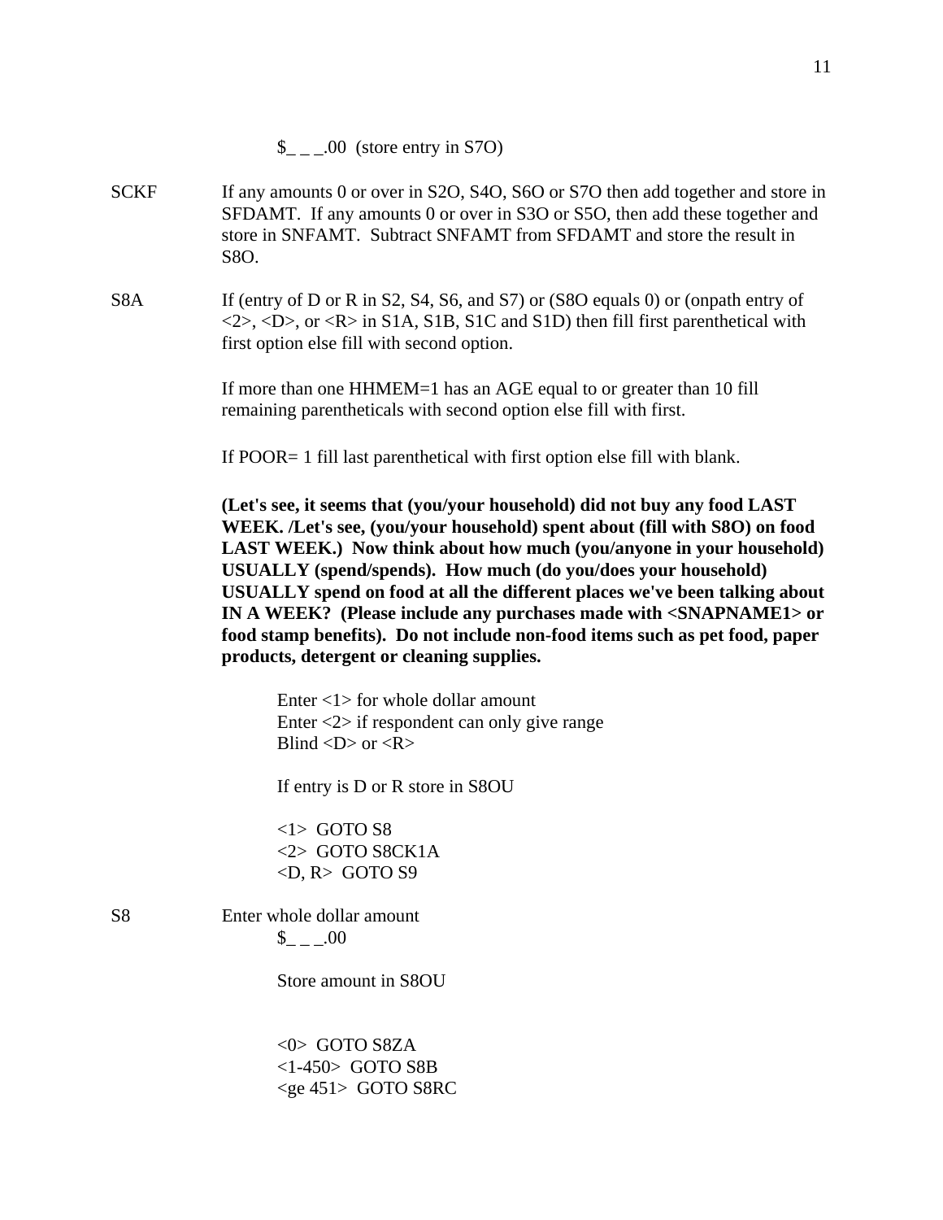$_ _ _.00  (store entry in S7O)

SCKF	If any amounts 0 or over in S2O, S4O, S6O or S7O then add together and store in SFDAMT.  If any amounts 0 or over in S3O or S5O, then add these together and store in SNFAMT.  Subtract SNFAMT from SFDAMT and store the result in S8O.

S8A	If (entry of D or R in S2, S4, S6, and S7) or (S8O equals 0) or (onpath entry of <2>, <D>, or <R> in S1A, S1B, S1C and S1D) then fill first parenthetical with first option else fill with second option.

If more than one HHMEM=1 has an AGE equal to or greater than 10 fill remaining parentheticals with second option else fill with first.

If POOR= 1 fill last parenthetical with first option else fill with blank.

**(Let's see, it seems that (you/your household) did not buy any food LAST WEEK. /Let's see, (you/your household) spent about (fill with S8O) on food LAST WEEK.)  Now think about how much (you/anyone in your household) USUALLY (spend/spends).  How much (do you/does your household) USUALLY spend on food at all the different places we've been talking about IN A WEEK?  (Please include any purchases made with <SNAPNAME1> or food stamp benefits).  Do not include non-food items such as pet food, paper products, detergent or cleaning supplies.**

Enter <1> for whole dollar amount
Enter <2> if respondent can only give range
Blind <D> or <R>

If entry is D or R store in S8OU

<1>  GOTO S8
<2>  GOTO S8CK1A
<D, R>  GOTO S9

S8	Enter whole dollar amount
$_ _ _.00

Store amount in S8OU

<0>  GOTO S8ZA
<1-450>  GOTO S8B
<ge 451>  GOTO S8RC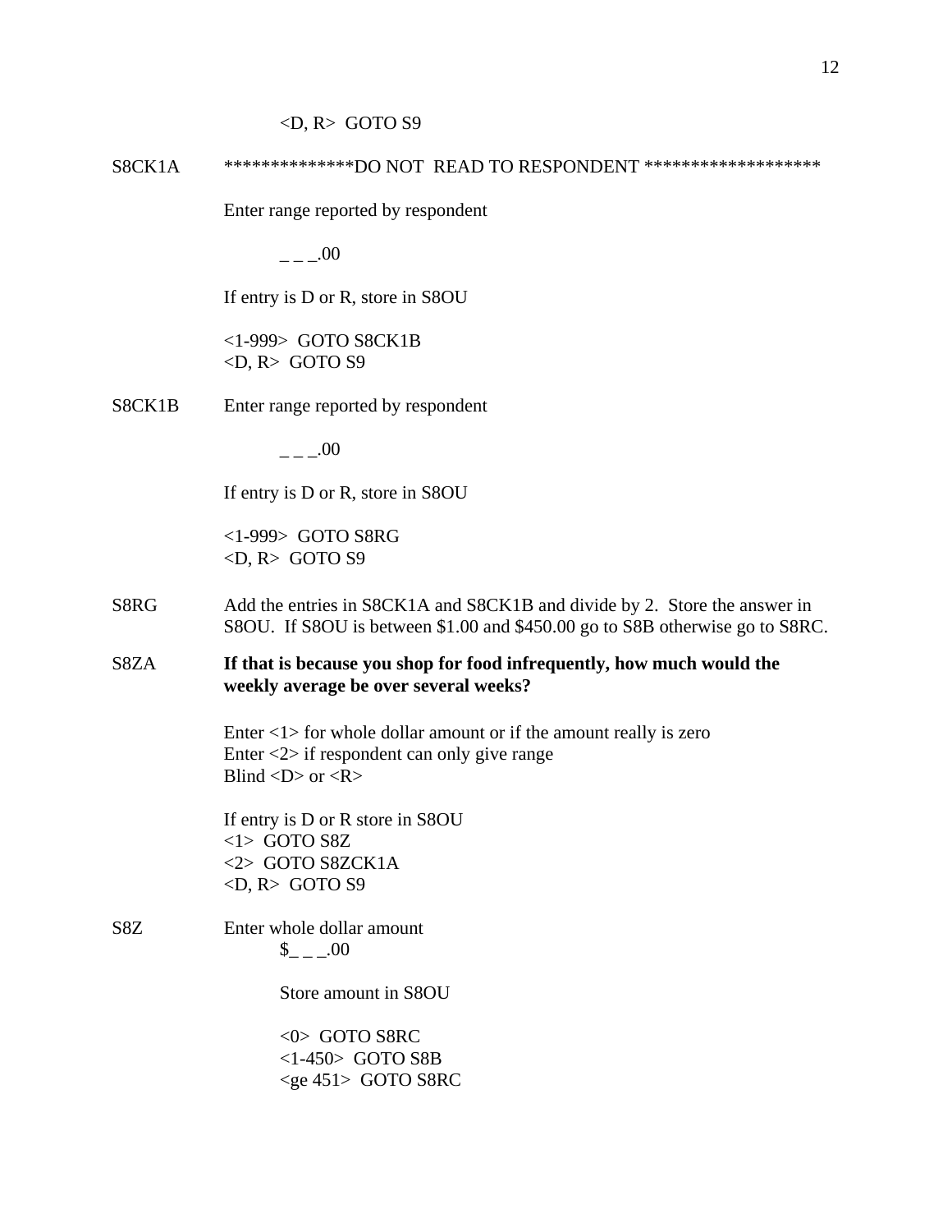<D, R>  GOTO S9

S8CK1A    **************DO NOT  READ TO RESPONDENT *******************

Enter range reported by respondent

_ _ _.00

If entry is D or R, store in S8OU

<1-999>  GOTO S8CK1B
<D, R>  GOTO S9

S8CK1B    Enter range reported by respondent

_ _ _.00

If entry is D or R, store in S8OU

<1-999>  GOTO S8RG
<D, R>  GOTO S9

S8RG    Add the entries in S8CK1A and S8CK1B and divide by 2.  Store the answer in S8OU.  If S8OU is between $1.00 and $450.00 go to S8B otherwise go to S8RC.

S8ZA    **If that is because you shop for food infrequently, how much would the weekly average be over several weeks?**

Enter <1> for whole dollar amount or if the amount really is zero
Enter <2> if respondent can only give range
Blind <D> or <R>

If entry is D or R store in S8OU
<1>  GOTO S8Z
<2>  GOTO S8ZCK1A
<D, R>  GOTO S9

S8Z    Enter whole dollar amount
$_ _ _.00

Store amount in S8OU

<0>  GOTO S8RC
<1-450>  GOTO S8B
<ge 451>  GOTO S8RC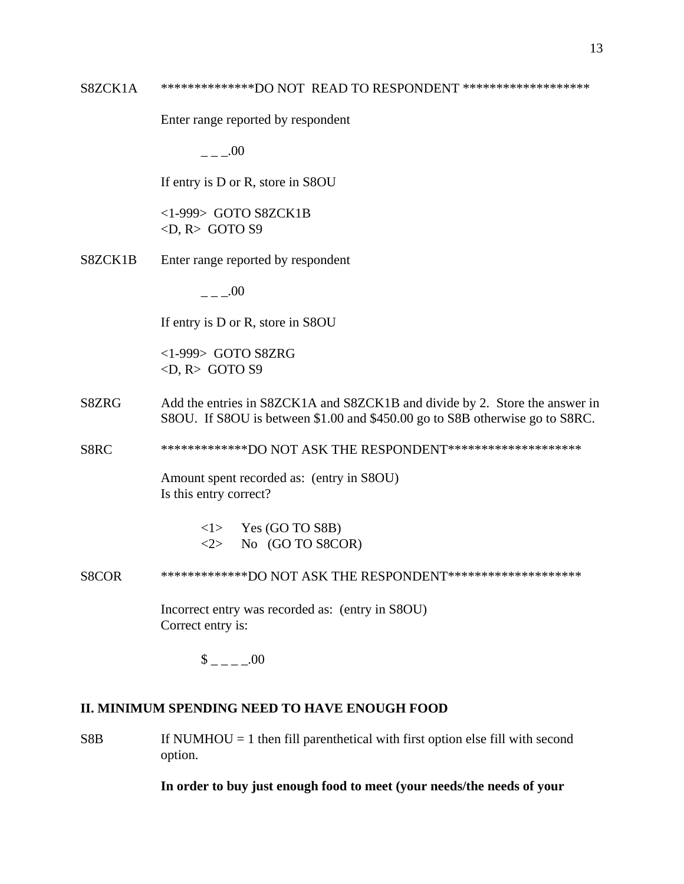S8ZCK1A **************DO NOT READ TO RESPONDENT *******************

Enter range reported by respondent

_ _ _.00

If entry is D or R, store in S8OU

<1-999> GOTO S8ZCK1B
<D, R> GOTO S9

S8ZCK1B Enter range reported by respondent

_ _ _.00

If entry is D or R, store in S8OU

<1-999> GOTO S8ZRG
<D, R> GOTO S9

S8ZRG Add the entries in S8ZCK1A and S8ZCK1B and divide by 2. Store the answer in S8OU. If S8OU is between $1.00 and $450.00 go to S8B otherwise go to S8RC.

S8RC *************DO NOT ASK THE RESPONDENT********************

Amount spent recorded as: (entry in S8OU)
Is this entry correct?

<1> Yes (GO TO S8B)
<2> No (GO TO S8COR)

S8COR *************DO NOT ASK THE RESPONDENT********************

Incorrect entry was recorded as: (entry in S8OU)
Correct entry is:

$ _ _ _ _.00

## II. MINIMUM SPENDING NEED TO HAVE ENOUGH FOOD

S8B If NUMHOU = 1 then fill parenthetical with first option else fill with second option.

**In order to buy just enough food to meet (your needs/the needs of your**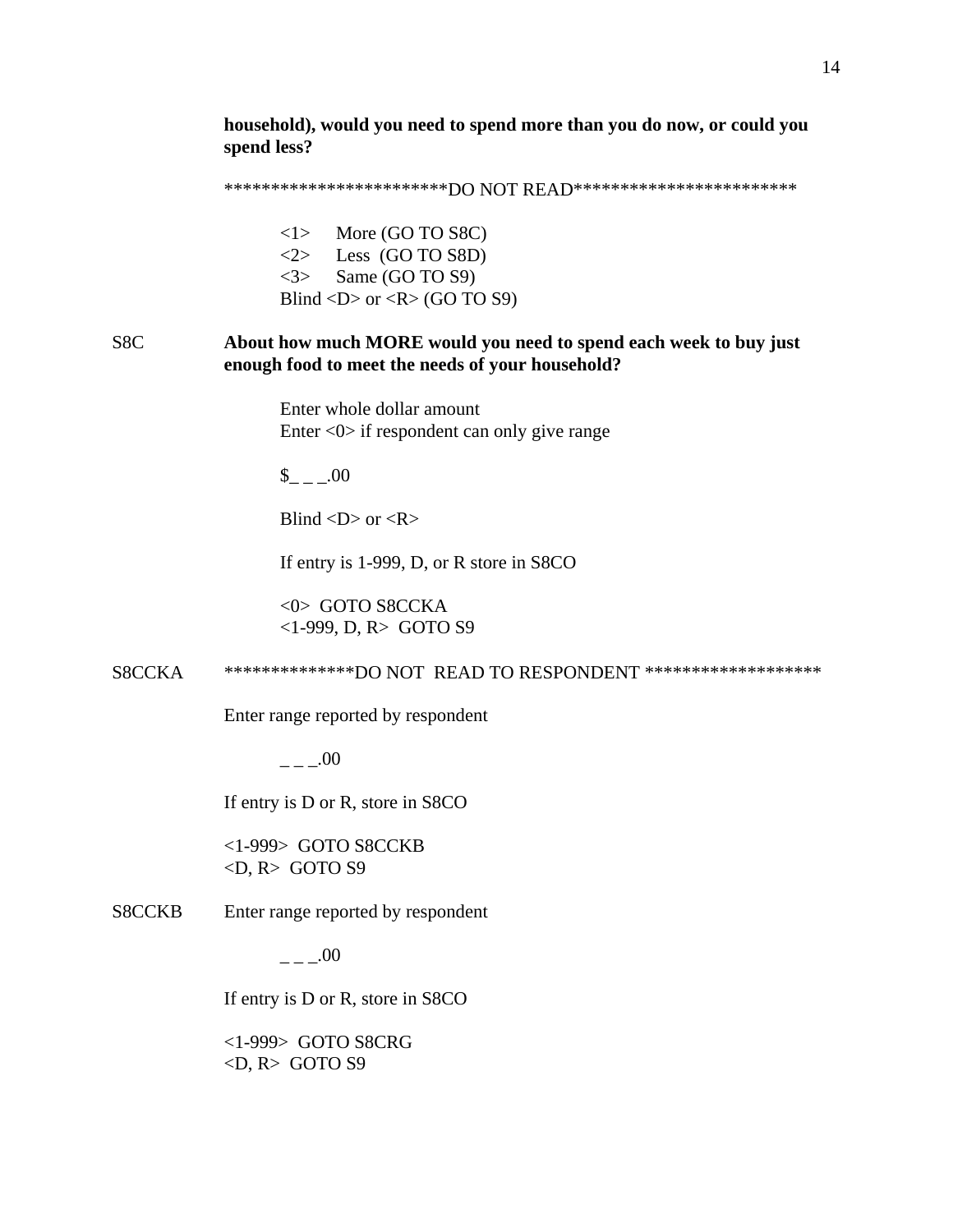**household), would you need to spend more than you do now, or could you spend less?**

************************DO NOT READ************************

<1> More (GO TO S8C)
<2> Less (GO TO S8D)
<3> Same (GO TO S9)
Blind <D> or <R> (GO TO S9)

S8C **About how much MORE would you need to spend each week to buy just enough food to meet the needs of your household?**

Enter whole dollar amount
Enter <0> if respondent can only give range

$_ _ _.00

Blind <D> or <R>

If entry is 1-999, D, or R store in S8CO

<0> GOTO S8CCKA
<1-999, D, R> GOTO S9

S8CCKA **************DO NOT READ TO RESPONDENT *******************

Enter range reported by respondent

_ _ _.00

If entry is D or R, store in S8CO

<1-999> GOTO S8CCKB
<D, R> GOTO S9

S8CCKB Enter range reported by respondent

_ _ _.00

If entry is D or R, store in S8CO

<1-999> GOTO S8CRG
<D, R> GOTO S9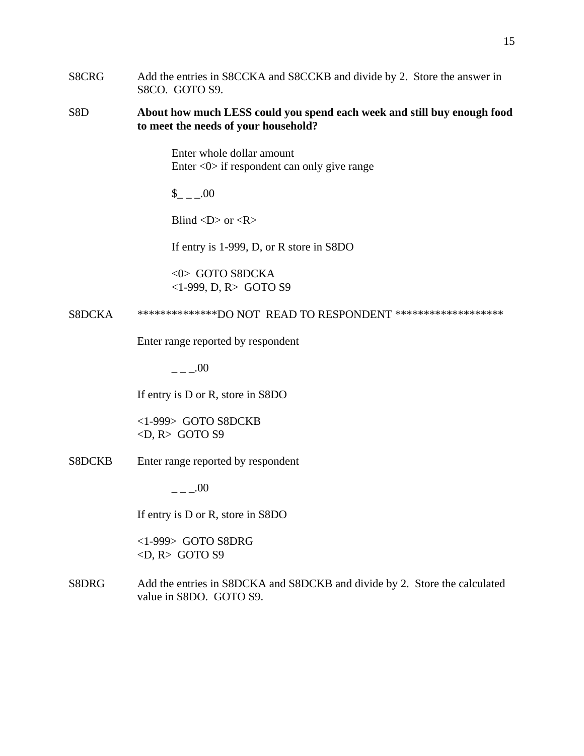S8CRG Add the entries in S8CCKA and S8CCKB and divide by 2. Store the answer in S8CO. GOTO S9.

S8D **About how much LESS could you spend each week and still buy enough food to meet the needs of your household?**

Enter whole dollar amount
Enter <0> if respondent can only give range

$_ _ _.00

Blind <D> or <R>

If entry is 1-999, D, or R store in S8DO

<0> GOTO S8DCKA
<1-999, D, R> GOTO S9

S8DCKA **************DO NOT READ TO RESPONDENT *******************

Enter range reported by respondent

_ _ _.00

If entry is D or R, store in S8DO

<1-999> GOTO S8DCKB
<D, R> GOTO S9

S8DCKB Enter range reported by respondent

_ _ _.00

If entry is D or R, store in S8DO

<1-999> GOTO S8DRG
<D, R> GOTO S9

S8DRG Add the entries in S8DCKA and S8DCKB and divide by 2. Store the calculated value in S8DO. GOTO S9.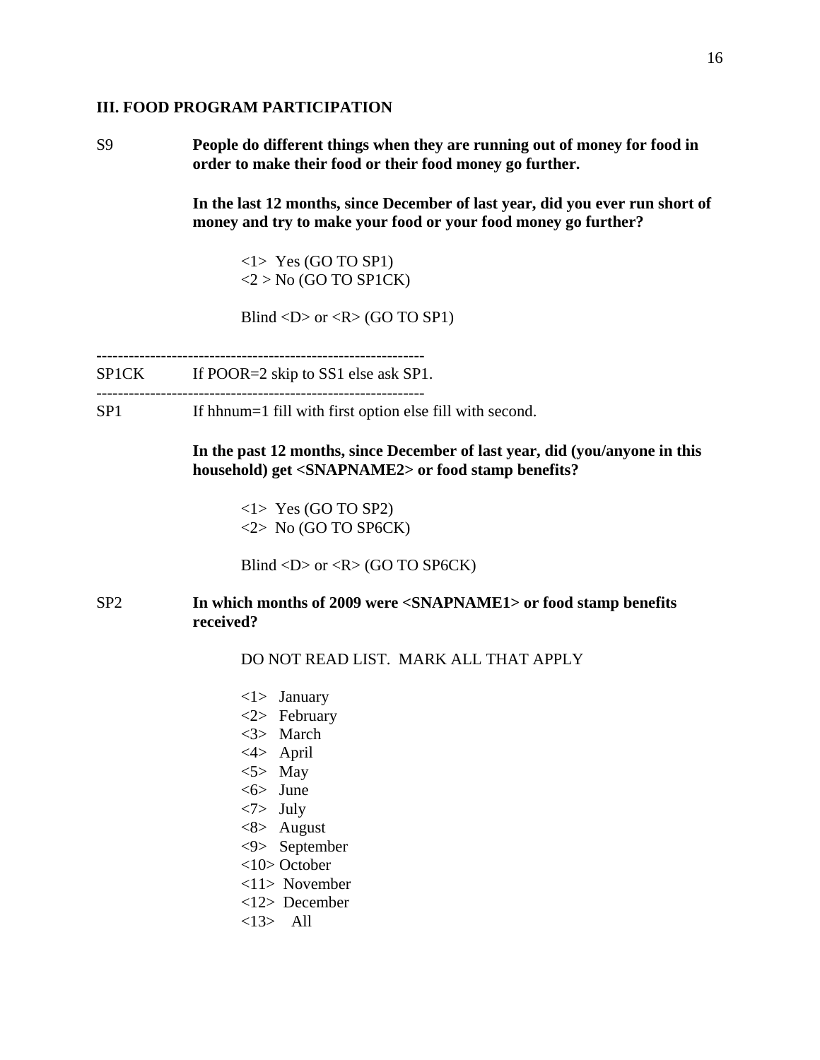## III. FOOD PROGRAM PARTICIPATION

S9 **People do different things when they are running out of money for food in order to make their food or their food money go further.**

**In the last 12 months, since December of last year, did you ever run short of money and try to make your food or your food money go further?**

<1> Yes (GO TO SP1)
<2 > No (GO TO SP1CK)

Blind <D> or <R> (GO TO SP1)

-------------------------------------------------------------

SP1CK If POOR=2 skip to SS1 else ask SP1.

-------------------------------------------------------------

SP1 If hhnum=1 fill with first option else fill with second.

**In the past 12 months, since December of last year, did (you/anyone in this household) get <SNAPNAME2> or food stamp benefits?**

<1> Yes (GO TO SP2)
<2> No (GO TO SP6CK)

Blind <D> or <R> (GO TO SP6CK)

SP2 **In which months of 2009 were <SNAPNAME1> or food stamp benefits received?**

DO NOT READ LIST. MARK ALL THAT APPLY

<1> January
<2> February
<3> March
<4> April
<5> May
<6> June
<7> July
<8> August
<9> September
<10> October
<11> November
<12> December
<13> All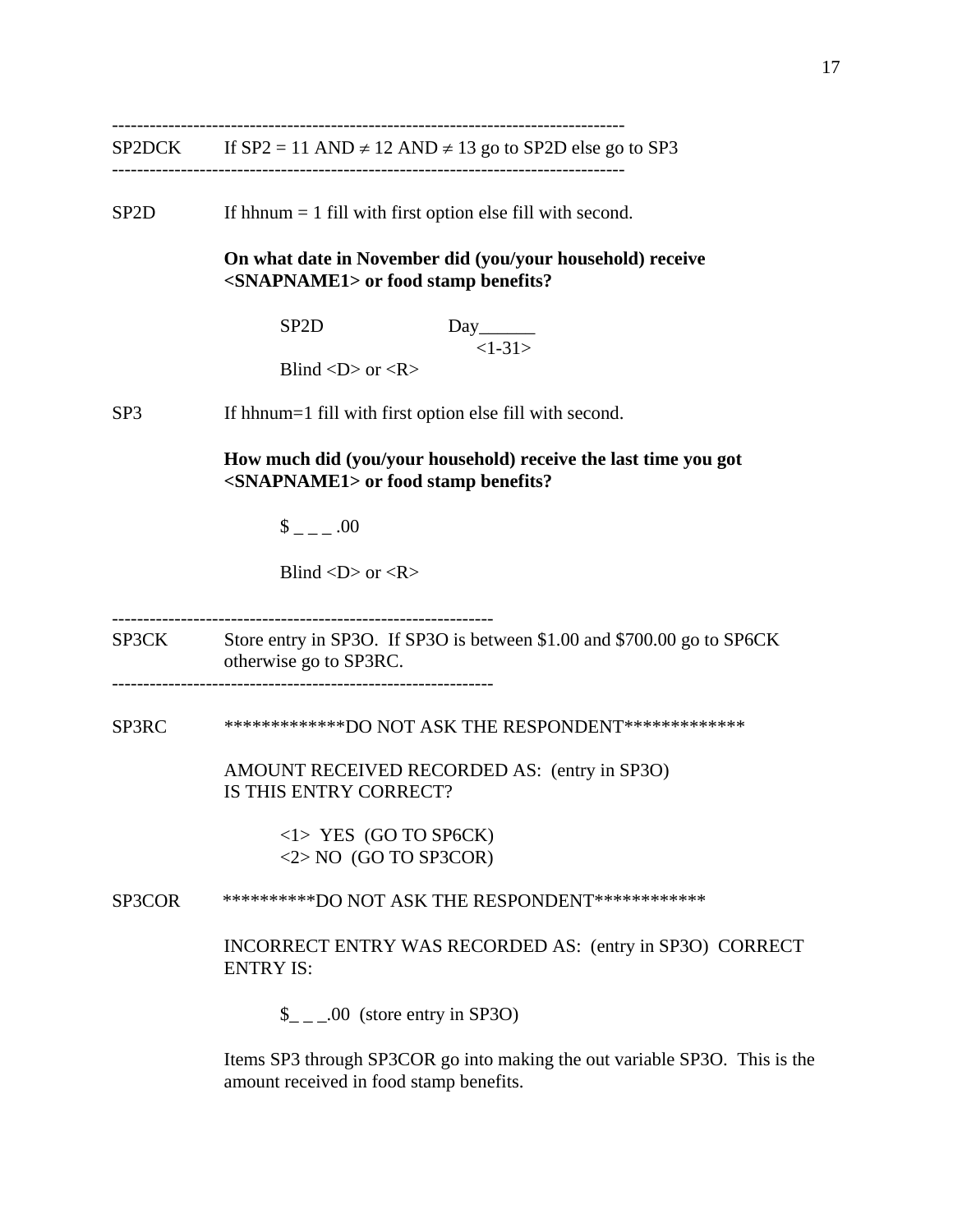--------------------------------------------------------------------------------

SP2DCK If SP2 = 11 AND ≠ 12 AND ≠ 13 go to SP2D else go to SP3

--------------------------------------------------------------------------------

SP2D If hhnum = 1 fill with first option else fill with second.

**On what date in November did (you/your household) receive <SNAPNAME1> or food stamp benefits?**

SP2D Day______
<1-31>

Blind <D> or <R>

SP3 If hhnum=1 fill with first option else fill with second.

**How much did (you/your household) receive the last time you got <SNAPNAME1> or food stamp benefits?**

$ _ _ _ .00

Blind <D> or <R>

--------------------------------------------------------------

SP3CK Store entry in SP3O. If SP3O is between $1.00 and $700.00 go to SP6CK otherwise go to SP3RC.

--------------------------------------------------------------

SP3RC *************DO NOT ASK THE RESPONDENT*************

AMOUNT RECEIVED RECORDED AS: (entry in SP3O)
IS THIS ENTRY CORRECT?

<1> YES (GO TO SP6CK)
<2> NO (GO TO SP3COR)

SP3COR **********DO NOT ASK THE RESPONDENT************

INCORRECT ENTRY WAS RECORDED AS: (entry in SP3O) CORRECT ENTRY IS:

$_ _ _.00 (store entry in SP3O)

Items SP3 through SP3COR go into making the out variable SP3O. This is the amount received in food stamp benefits.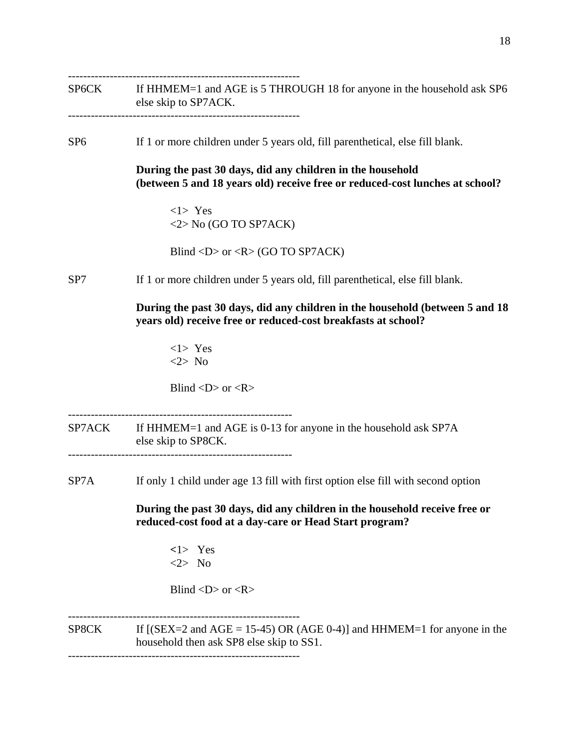-----------------------------------------------------------

SP6CK If HHMEM=1 and AGE is 5 THROUGH 18 for anyone in the household ask SP6 else skip to SP7ACK.

-----------------------------------------------------------

SP6 If 1 or more children under 5 years old, fill parenthetical, else fill blank.

**During the past 30 days, did any children in the household (between 5 and 18 years old) receive free or reduced-cost lunches at school?**

<1> Yes
<2> No (GO TO SP7ACK)

Blind <D> or <R> (GO TO SP7ACK)

SP7 If 1 or more children under 5 years old, fill parenthetical, else fill blank.

**During the past 30 days, did any children in the household (between 5 and 18 years old) receive free or reduced-cost breakfasts at school?**

<1> Yes
<2> No

Blind <D> or <R>

-----------------------------------------------------------

SP7ACK If HHMEM=1 and AGE is 0-13 for anyone in the household ask SP7A else skip to SP8CK.

-----------------------------------------------------------

SP7A If only 1 child under age 13 fill with first option else fill with second option

**During the past 30 days, did any children in the household receive free or reduced-cost food at a day-care or Head Start program?**

<1> Yes
<2> No

Blind <D> or <R>

-----------------------------------------------------------

SP8CK If [(SEX=2 and AGE = 15-45) OR (AGE 0-4)] and HHMEM=1 for anyone in the household then ask SP8 else skip to SS1.

-----------------------------------------------------------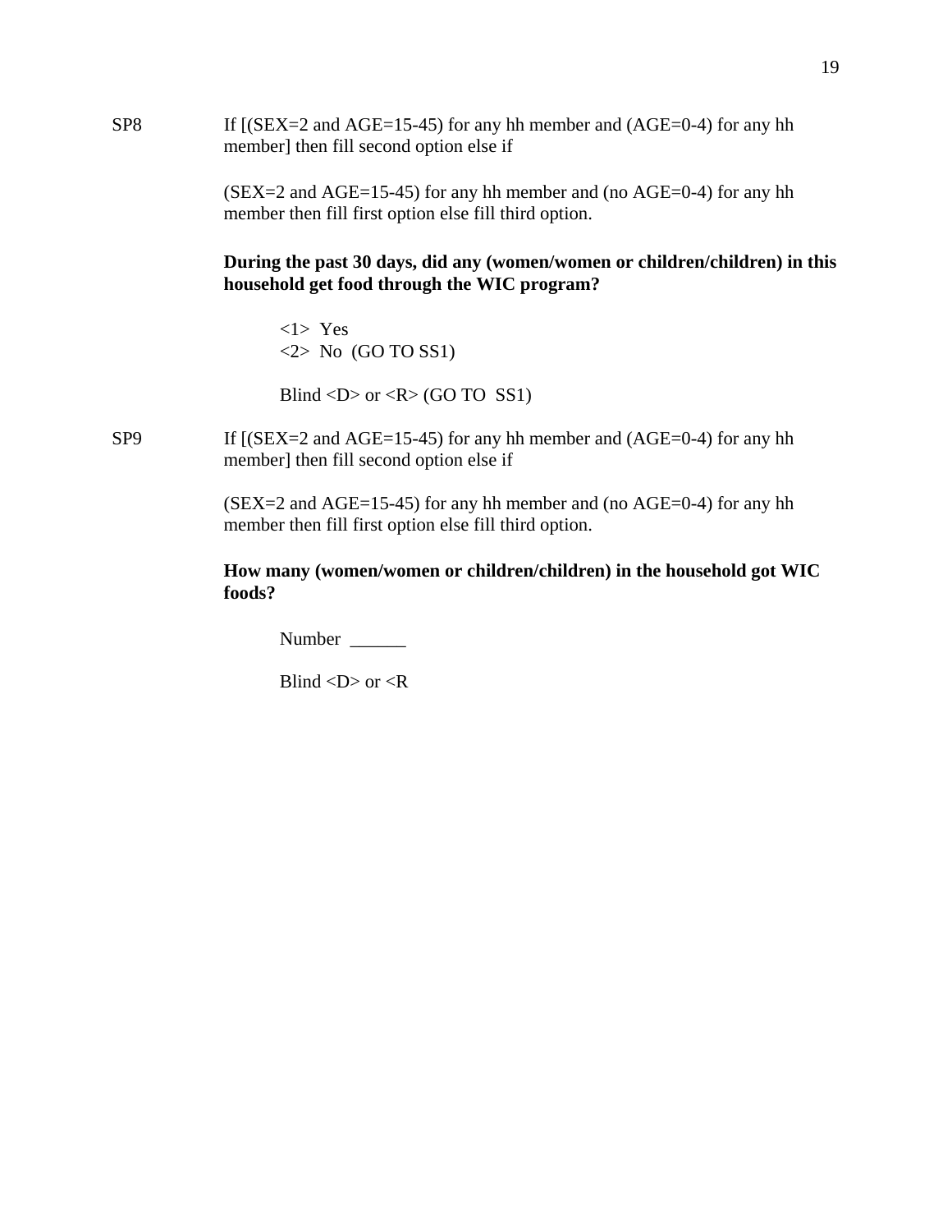SP8 If [(SEX=2 and AGE=15-45) for any hh member and (AGE=0-4) for any hh member] then fill second option else if

(SEX=2 and AGE=15-45) for any hh member and (no AGE=0-4) for any hh member then fill first option else fill third option.

**During the past 30 days, did any (women/women or children/children) in this household get food through the WIC program?**

<1> Yes
<2> No (GO TO SS1)

Blind <D> or <R> (GO TO SS1)

SP9 If [(SEX=2 and AGE=15-45) for any hh member and (AGE=0-4) for any hh member] then fill second option else if

(SEX=2 and AGE=15-45) for any hh member and (no AGE=0-4) for any hh member then fill first option else fill third option.

**How many (women/women or children/children) in the household got WIC foods?**

Number ______

Blind <D> or <R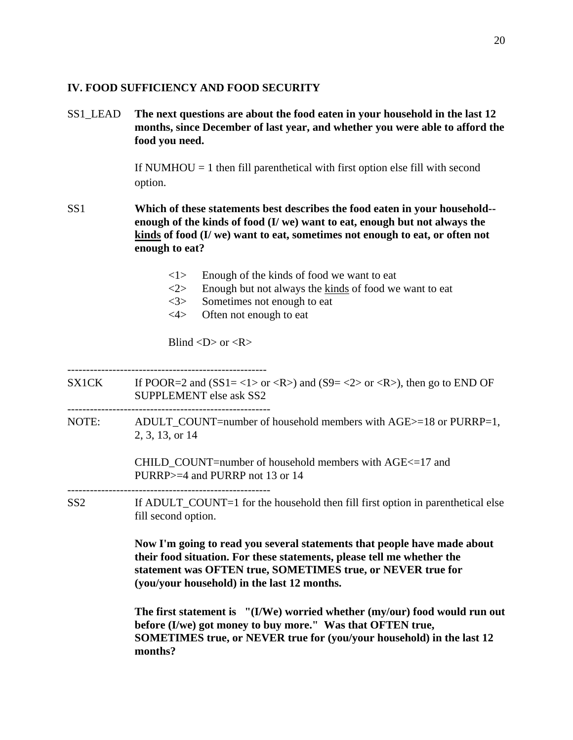## IV. FOOD SUFFICIENCY AND FOOD SECURITY

SS1_LEAD **The next questions are about the food eaten in your household in the last 12 months, since December of last year, and whether you were able to afford the food you need.**

If NUMHOU = 1 then fill parenthetical with first option else fill with second option.

SS1 **Which of these statements best describes the food eaten in your household--enough of the kinds of food (I/ we) want to eat, enough but not always the <u>kinds</u> of food (I/ we) want to eat, sometimes not enough to eat, or often not enough to eat?**

- <1> Enough of the kinds of food we want to eat
- <2> Enough but not always the <u>kinds</u> of food we want to eat
- <3> Sometimes not enough to eat
- <4> Often not enough to eat

Blind <D> or <R>

-----------------------------------------------------

SX1CK If POOR=2 and (SS1= <1> or <R>) and (S9= <2> or <R>), then go to END OF SUPPLEMENT else ask SS2

-----------------------------------------------------

NOTE: ADULT_COUNT=number of household members with AGE>=18 or PURRP=1, 2, 3, 13, or 14

CHILD_COUNT=number of household members with AGE<=17 and PURRP>=4 and PURRP not 13 or 14

-----------------------------------------------------

SS2 If ADULT_COUNT=1 for the household then fill first option in parenthetical else fill second option.

**Now I'm going to read you several statements that people have made about their food situation. For these statements, please tell me whether the statement was OFTEN true, SOMETIMES true, or NEVER true for (you/your household) in the last 12 months.**

**The first statement is "(I/We) worried whether (my/our) food would run out before (I/we) got money to buy more." Was that OFTEN true, SOMETIMES true, or NEVER true for (you/your household) in the last 12 months?**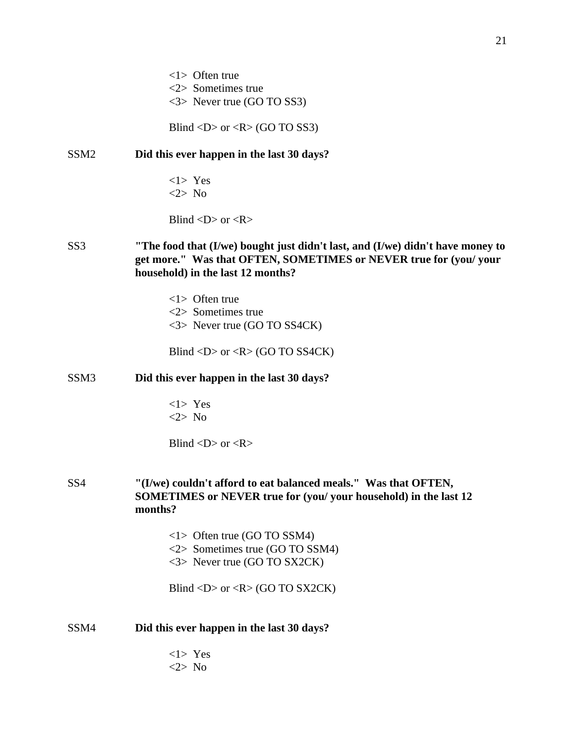<1> Often true
<2> Sometimes true
<3> Never true (GO TO SS3)

Blind <D> or <R> (GO TO SS3)

SSM2 **Did this ever happen in the last 30 days?**

<1> Yes
<2> No

Blind <D> or <R>

SS3 **"The food that (I/we) bought just didn't last, and (I/we) didn't have money to get more." Was that OFTEN, SOMETIMES or NEVER true for (you/ your household) in the last 12 months?**

<1> Often true
<2> Sometimes true
<3> Never true (GO TO SS4CK)

Blind <D> or <R> (GO TO SS4CK)

SSM3 **Did this ever happen in the last 30 days?**

<1> Yes
<2> No

Blind <D> or <R>

SS4 **"(I/we) couldn't afford to eat balanced meals." Was that OFTEN, SOMETIMES or NEVER true for (you/ your household) in the last 12 months?**

<1> Often true (GO TO SSM4)
<2> Sometimes true (GO TO SSM4)
<3> Never true (GO TO SX2CK)

Blind <D> or <R> (GO TO SX2CK)

SSM4 **Did this ever happen in the last 30 days?**

<1> Yes
<2> No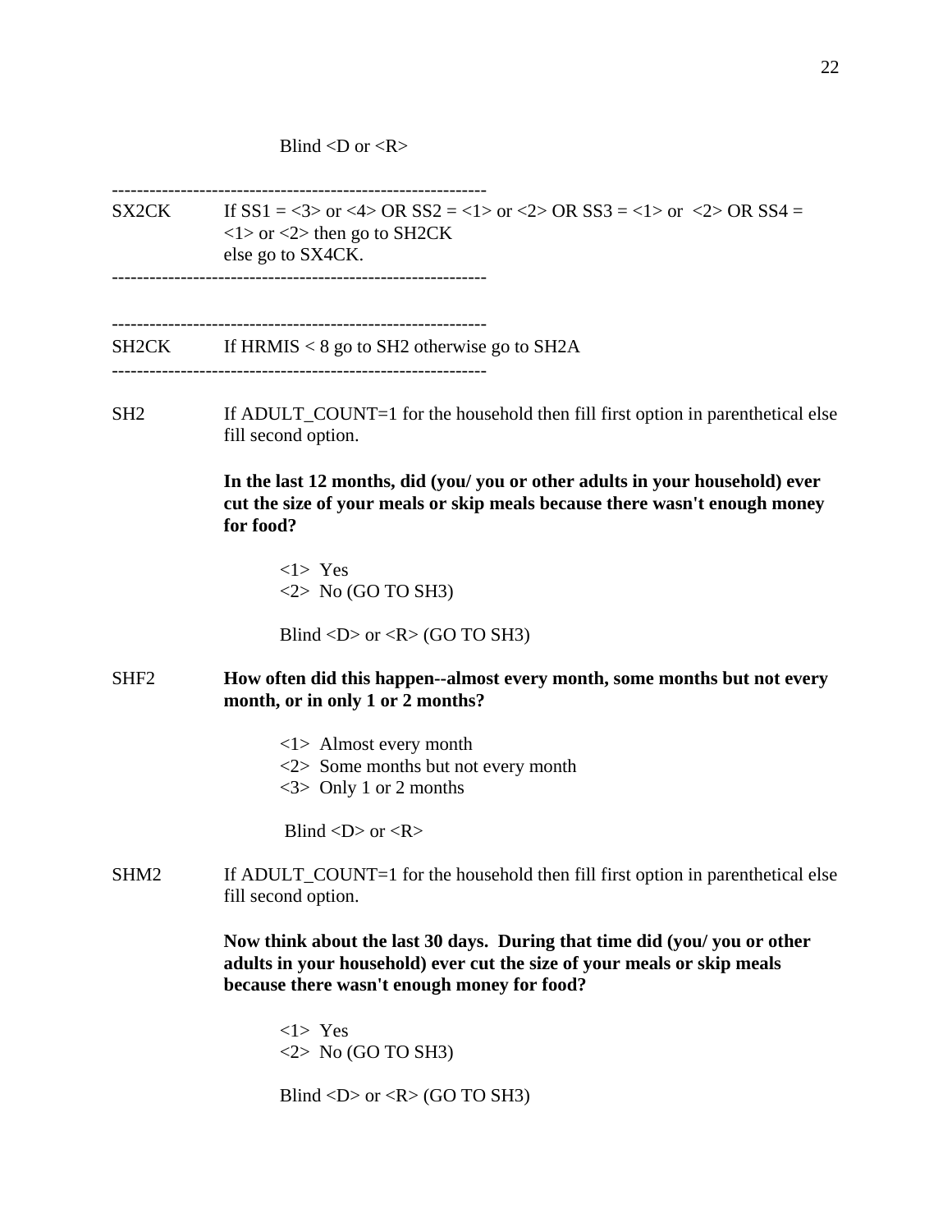Blind <D or <R>

------------------------------------------------------------

SX2CK If SS1 = <3> or <4> OR SS2 = <1> or <2> OR SS3 = <1> or <2> OR SS4 = <1> or <2> then go to SH2CK
else go to SX4CK.

------------------------------------------------------------

------------------------------------------------------------

SH2CK If HRMIS < 8 go to SH2 otherwise go to SH2A

------------------------------------------------------------

SH2 If ADULT_COUNT=1 for the household then fill first option in parenthetical else fill second option.

**In the last 12 months, did (you/ you or other adults in your household) ever cut the size of your meals or skip meals because there wasn't enough money for food?**

<1> Yes
<2> No (GO TO SH3)

Blind <D> or <R> (GO TO SH3)

SHF2 **How often did this happen--almost every month, some months but not every month, or in only 1 or 2 months?**

<1> Almost every month
<2> Some months but not every month
<3> Only 1 or 2 months

Blind <D> or <R>

SHM2 If ADULT_COUNT=1 for the household then fill first option in parenthetical else fill second option.

**Now think about the last 30 days. During that time did (you/ you or other adults in your household) ever cut the size of your meals or skip meals because there wasn't enough money for food?**

<1> Yes
<2> No (GO TO SH3)

Blind <D> or <R> (GO TO SH3)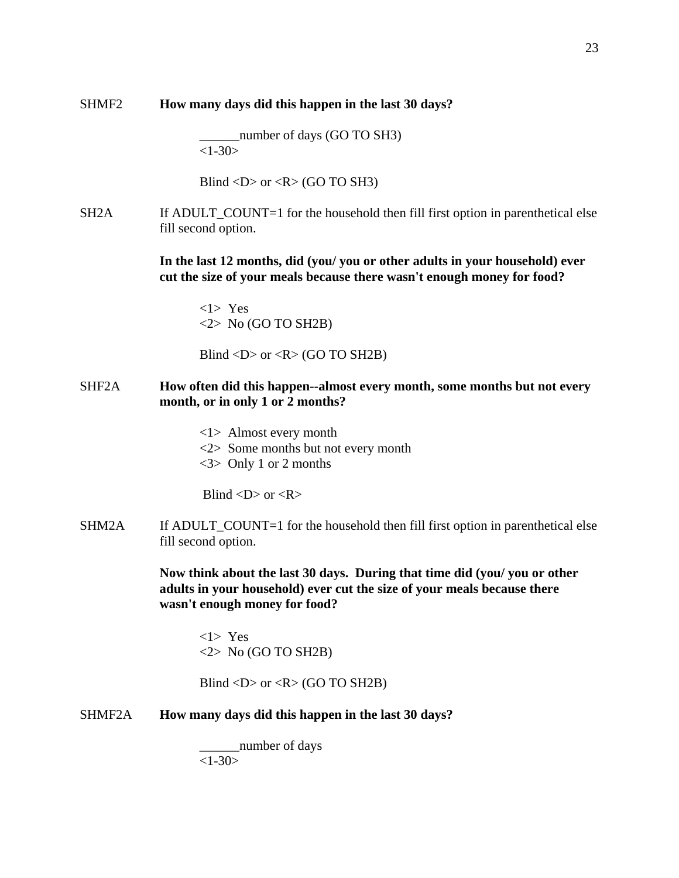SHMF2 **How many days did this happen in the last 30 days?**

______number of days (GO TO SH3)
<1-30>

Blind <D> or <R> (GO TO SH3)

SH2A If ADULT_COUNT=1 for the household then fill first option in parenthetical else fill second option.

**In the last 12 months, did (you/ you or other adults in your household) ever cut the size of your meals because there wasn't enough money for food?**

<1> Yes
<2> No (GO TO SH2B)

Blind <D> or <R> (GO TO SH2B)

SHF2A **How often did this happen--almost every month, some months but not every month, or in only 1 or 2 months?**

<1> Almost every month
<2> Some months but not every month
<3> Only 1 or 2 months

Blind <D> or <R>

SHM2A If ADULT_COUNT=1 for the household then fill first option in parenthetical else fill second option.

**Now think about the last 30 days. During that time did (you/ you or other adults in your household) ever cut the size of your meals because there wasn't enough money for food?**

<1> Yes
<2> No (GO TO SH2B)

Blind <D> or <R> (GO TO SH2B)

SHMF2A **How many days did this happen in the last 30 days?**

______number of days
<1-30>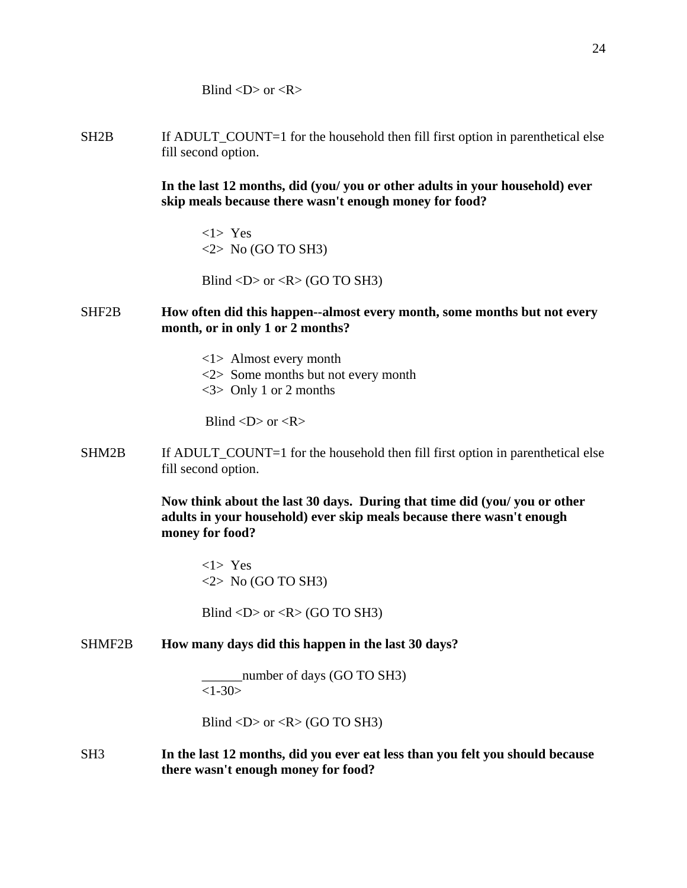Blind <D> or <R>

SH2B If ADULT_COUNT=1 for the household then fill first option in parenthetical else fill second option.

**In the last 12 months, did (you/ you or other adults in your household) ever skip meals because there wasn't enough money for food?**

<1> Yes
<2> No (GO TO SH3)

Blind <D> or <R> (GO TO SH3)

SHF2B **How often did this happen--almost every month, some months but not every month, or in only 1 or 2 months?**

<1> Almost every month
<2> Some months but not every month
<3> Only 1 or 2 months

Blind <D> or <R>

SHM2B If ADULT_COUNT=1 for the household then fill first option in parenthetical else fill second option.

**Now think about the last 30 days. During that time did (you/ you or other adults in your household) ever skip meals because there wasn't enough money for food?**

<1> Yes
<2> No (GO TO SH3)

Blind <D> or <R> (GO TO SH3)

SHMF2B **How many days did this happen in the last 30 days?**

______number of days (GO TO SH3)
<1-30>

Blind <D> or <R> (GO TO SH3)

SH3 **In the last 12 months, did you ever eat less than you felt you should because there wasn't enough money for food?**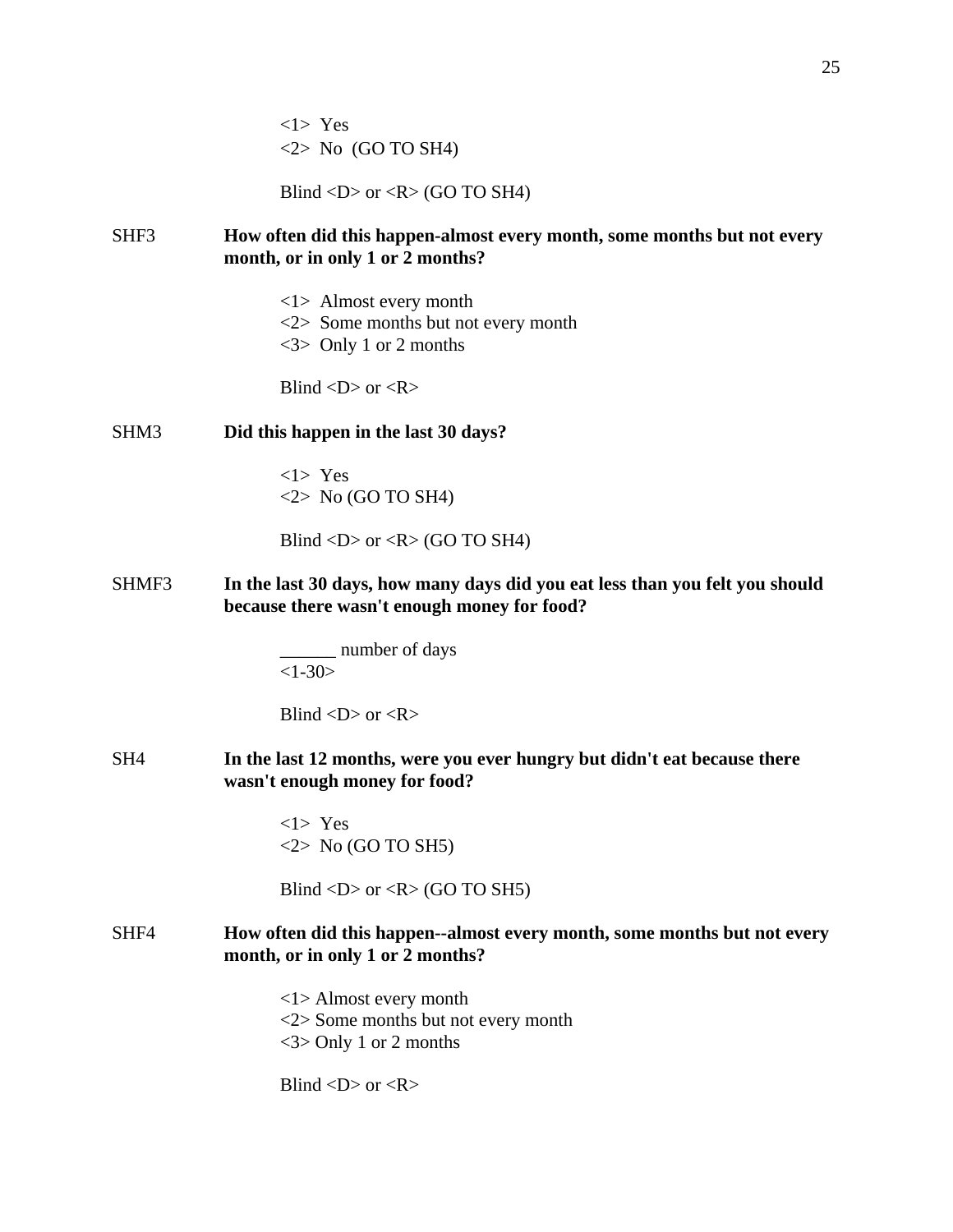<1> Yes
<2> No (GO TO SH4)

Blind <D> or <R> (GO TO SH4)

SHF3 **How often did this happen-almost every month, some months but not every month, or in only 1 or 2 months?**

<1> Almost every month
<2> Some months but not every month
<3> Only 1 or 2 months

Blind <D> or <R>

SHM3 **Did this happen in the last 30 days?**

<1> Yes
<2> No (GO TO SH4)

Blind <D> or <R> (GO TO SH4)

SHMF3 **In the last 30 days, how many days did you eat less than you felt you should because there wasn't enough money for food?**

______ number of days
<1-30>

Blind <D> or <R>

SH4 **In the last 12 months, were you ever hungry but didn't eat because there wasn't enough money for food?**

<1> Yes
<2> No (GO TO SH5)

Blind <D> or <R> (GO TO SH5)

SHF4 **How often did this happen--almost every month, some months but not every month, or in only 1 or 2 months?**

<1> Almost every month
<2> Some months but not every month
<3> Only 1 or 2 months

Blind <D> or <R>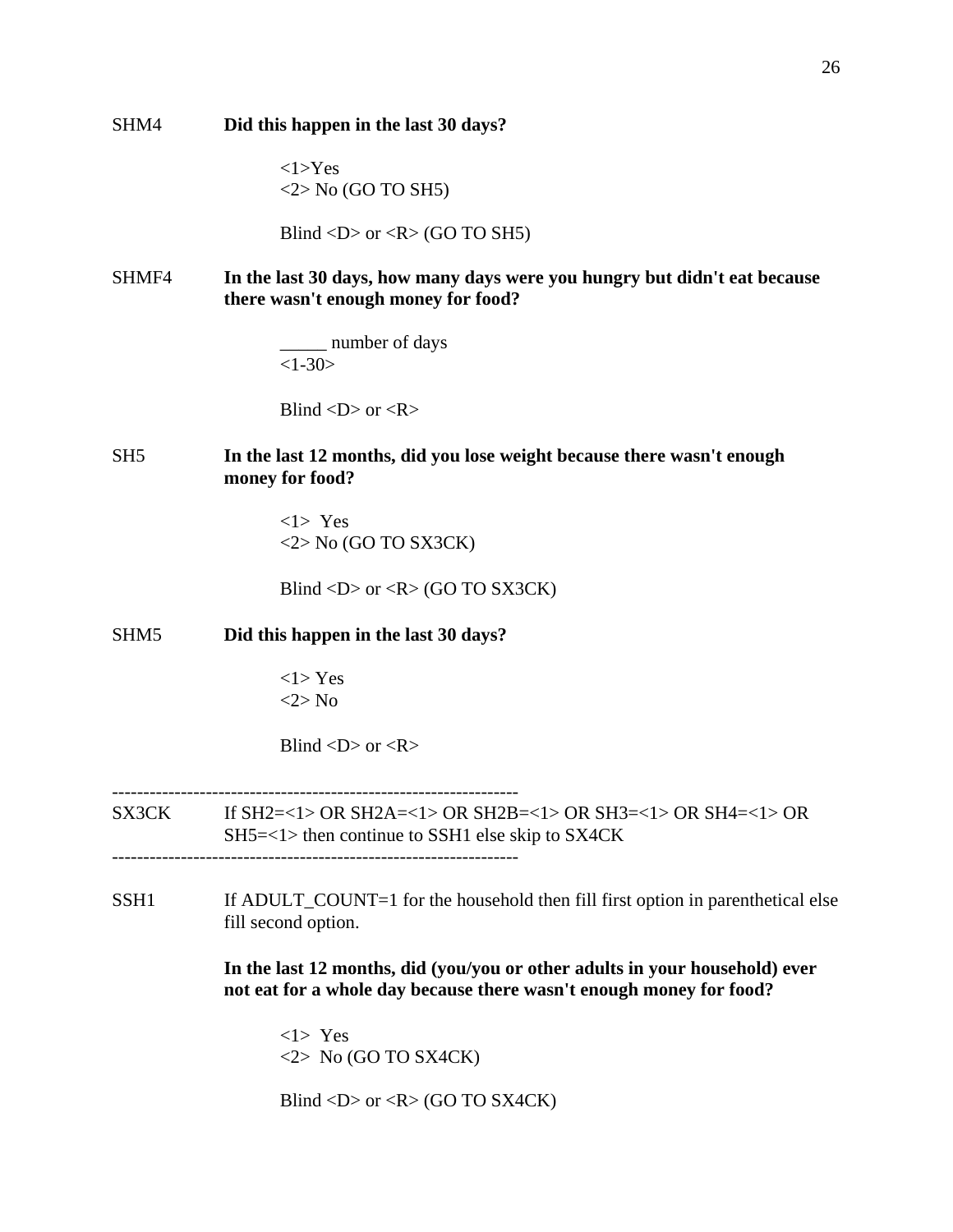SHM4 **Did this happen in the last 30 days?**

<1>Yes
<2> No (GO TO SH5)

Blind <D> or <R> (GO TO SH5)

SHMF4 **In the last 30 days, how many days were you hungry but didn't eat because there wasn't enough money for food?**

_____ number of days
<1-30>

Blind <D> or <R>

SH5 **In the last 12 months, did you lose weight because there wasn't enough money for food?**

<1> Yes
<2> No (GO TO SX3CK)

Blind <D> or <R> (GO TO SX3CK)

SHM5 **Did this happen in the last 30 days?**

<1> Yes
<2> No

Blind <D> or <R>

-----------------------------------------------------------------

SX3CK If SH2=<1> OR SH2A=<1> OR SH2B=<1> OR SH3=<1> OR SH4=<1> OR SH5=<1> then continue to SSH1 else skip to SX4CK

-----------------------------------------------------------------

SSH1 If ADULT_COUNT=1 for the household then fill first option in parenthetical else fill second option.

**In the last 12 months, did (you/you or other adults in your household) ever not eat for a whole day because there wasn't enough money for food?**

<1> Yes
<2> No (GO TO SX4CK)

Blind <D> or <R> (GO TO SX4CK)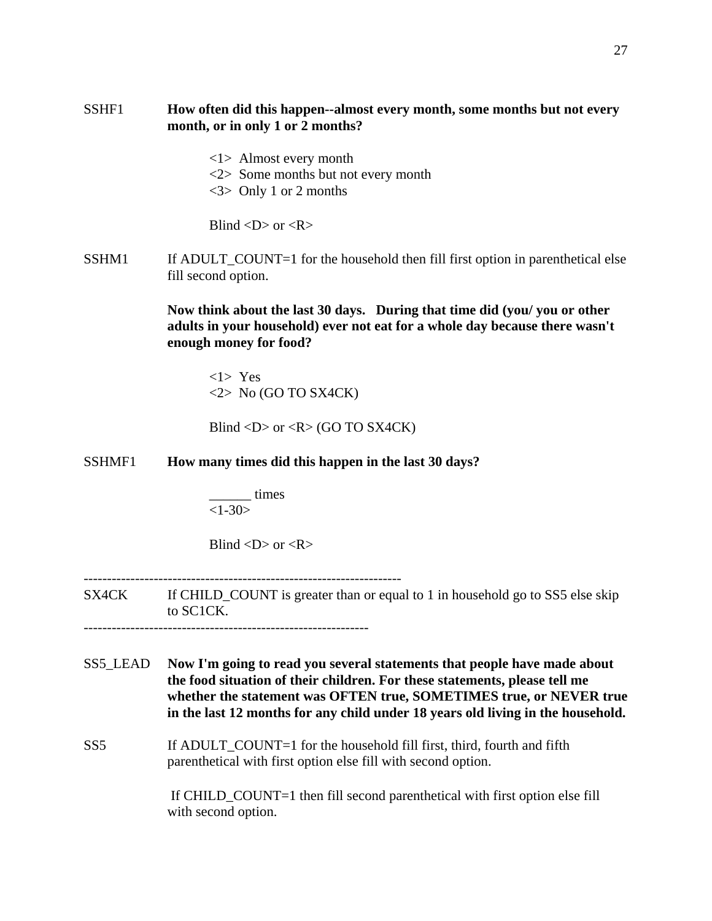SSHF1 **How often did this happen--almost every month, some months but not every month, or in only 1 or 2 months?**

<1> Almost every month
<2> Some months but not every month
<3> Only 1 or 2 months

Blind <D> or <R>

SSHM1 If ADULT_COUNT=1 for the household then fill first option in parenthetical else fill second option.

**Now think about the last 30 days. During that time did (you/ you or other adults in your household) ever not eat for a whole day because there wasn't enough money for food?**

<1> Yes
<2> No (GO TO SX4CK)

Blind <D> or <R> (GO TO SX4CK)

SSHMF1 **How many times did this happen in the last 30 days?**

______ times
<1-30>

Blind <D> or <R>

-------------------------------------------------------------------
SX4CK If CHILD_COUNT is greater than or equal to 1 in household go to SS5 else skip to SC1CK.
-------------------------------------------------------------

SS5_LEAD **Now I'm going to read you several statements that people have made about the food situation of their children. For these statements, please tell me whether the statement was OFTEN true, SOMETIMES true, or NEVER true in the last 12 months for any child under 18 years old living in the household.**

SS5 If ADULT_COUNT=1 for the household fill first, third, fourth and fifth parenthetical with first option else fill with second option.

If CHILD_COUNT=1 then fill second parenthetical with first option else fill with second option.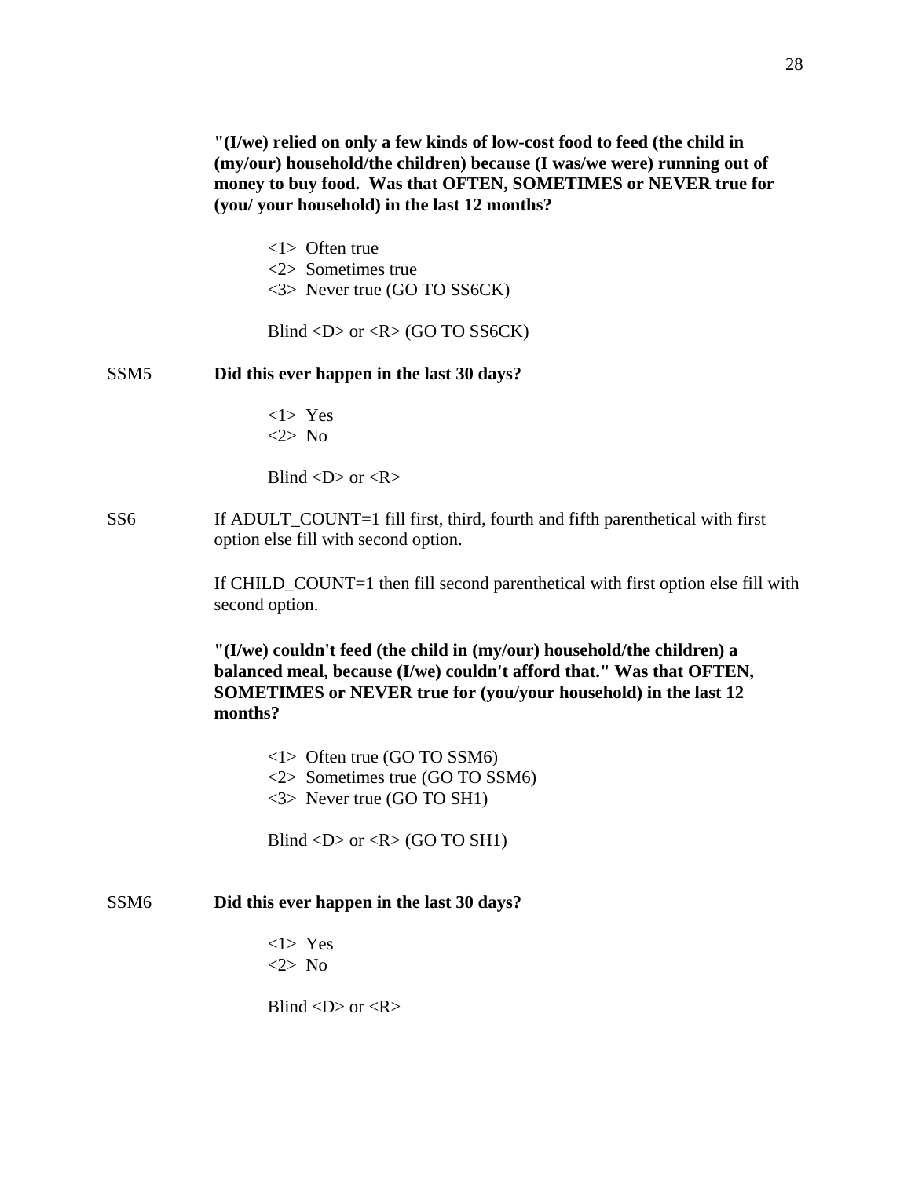**"(I/we) relied on only a few kinds of low-cost food to feed (the child in (my/our) household/the children) because (I was/we were) running out of money to buy food. Was that OFTEN, SOMETIMES or NEVER true for (you/ your household) in the last 12 months?**

<1> Often true
<2> Sometimes true
<3> Never true (GO TO SS6CK)

Blind <D> or <R> (GO TO SS6CK)

SSM5 **Did this ever happen in the last 30 days?**

<1> Yes
<2> No

Blind <D> or <R>

SS6 If ADULT_COUNT=1 fill first, third, fourth and fifth parenthetical with first option else fill with second option.

If CHILD_COUNT=1 then fill second parenthetical with first option else fill with second option.

**"(I/we) couldn't feed (the child in (my/our) household/the children) a balanced meal, because (I/we) couldn't afford that." Was that OFTEN, SOMETIMES or NEVER true for (you/your household) in the last 12 months?**

<1> Often true (GO TO SSM6)
<2> Sometimes true (GO TO SSM6)
<3> Never true (GO TO SH1)

Blind <D> or <R> (GO TO SH1)

SSM6 **Did this ever happen in the last 30 days?**

<1> Yes
<2> No

Blind <D> or <R>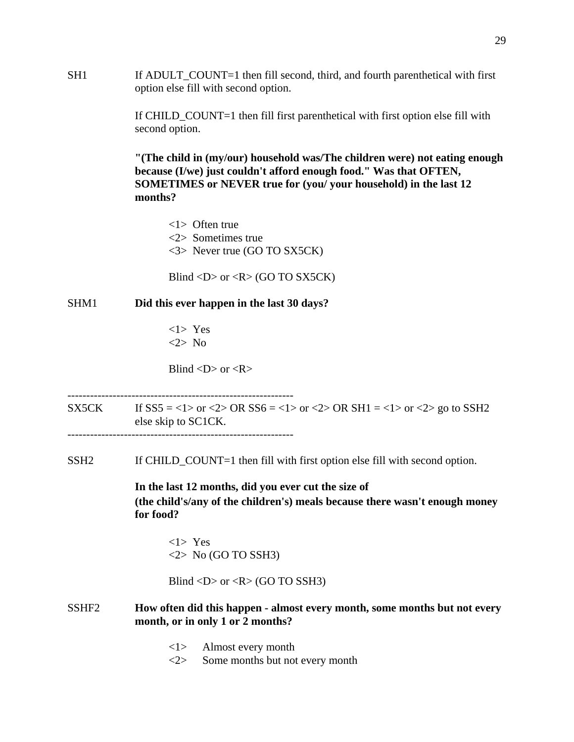SH1 If ADULT_COUNT=1 then fill second, third, and fourth parenthetical with first option else fill with second option.

If CHILD_COUNT=1 then fill first parenthetical with first option else fill with second option.

**"(The child in (my/our) household was/The children were) not eating enough because (I/we) just couldn't afford enough food." Was that OFTEN, SOMETIMES or NEVER true for (you/ your household) in the last 12 months?**

<1> Often true
<2> Sometimes true
<3> Never true (GO TO SX5CK)

Blind <D> or <R> (GO TO SX5CK)

SHM1 **Did this ever happen in the last 30 days?**

<1> Yes
<2> No

Blind <D> or <R>

------------------------------------------------------------

SX5CK If SS5 = <1> or <2> OR SS6 = <1> or <2> OR SH1 = <1> or <2> go to SSH2 else skip to SC1CK.

------------------------------------------------------------

SSH2 If CHILD_COUNT=1 then fill with first option else fill with second option.

**In the last 12 months, did you ever cut the size of (the child's/any of the children's) meals because there wasn't enough money for food?**

<1> Yes
<2> No (GO TO SSH3)

Blind <D> or <R> (GO TO SSH3)

SSHF2 **How often did this happen - almost every month, some months but not every month, or in only 1 or 2 months?**

<1> Almost every month
<2> Some months but not every month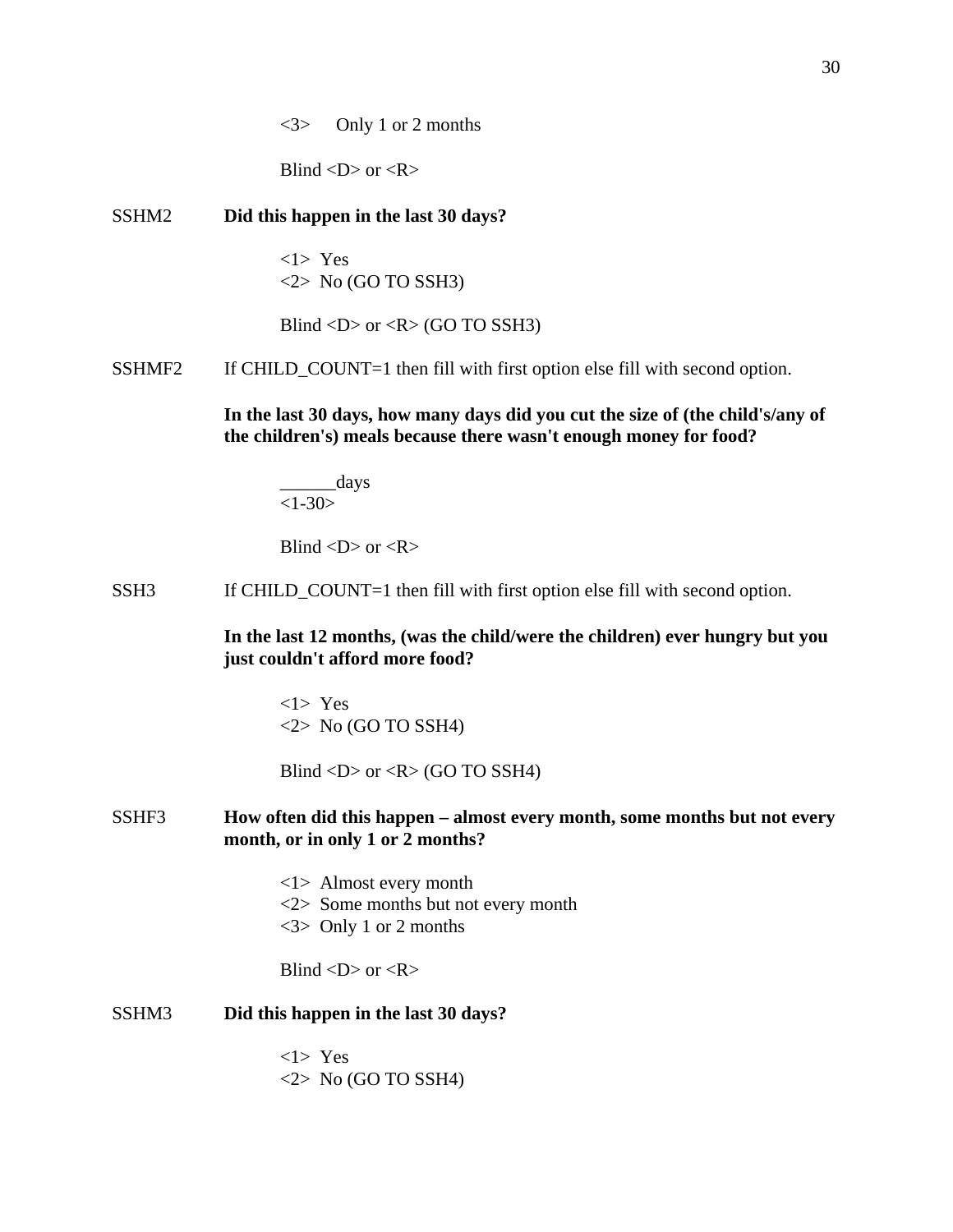<3>  Only 1 or 2 months

Blind <D> or <R>

SSHM2 **Did this happen in the last 30 days?**

<1> Yes
<2> No (GO TO SSH3)

Blind <D> or <R> (GO TO SSH3)

SSHMF2 If CHILD_COUNT=1 then fill with first option else fill with second option.

**In the last 30 days, how many days did you cut the size of (the child's/any of the children's) meals because there wasn't enough money for food?**

______days
<1-30>

Blind <D> or <R>

SSH3 If CHILD_COUNT=1 then fill with first option else fill with second option.

**In the last 12 months, (was the child/were the children) ever hungry but you just couldn't afford more food?**

<1> Yes
<2> No (GO TO SSH4)

Blind <D> or <R> (GO TO SSH4)

SSHF3 **How often did this happen – almost every month, some months but not every month, or in only 1 or 2 months?**

<1> Almost every month
<2> Some months but not every month
<3> Only 1 or 2 months

Blind <D> or <R>

SSHM3 **Did this happen in the last 30 days?**

<1> Yes
<2> No (GO TO SSH4)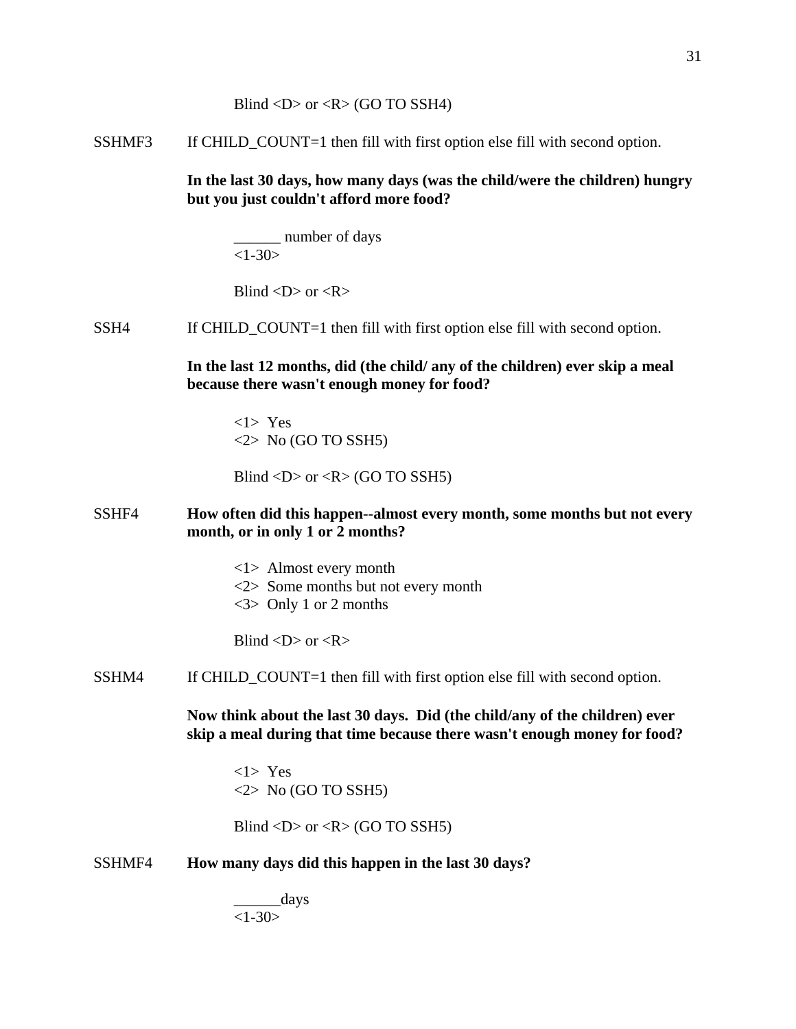Blind <D> or <R> (GO TO SSH4)

SSHMF3 If CHILD_COUNT=1 then fill with first option else fill with second option.

**In the last 30 days, how many days (was the child/were the children) hungry but you just couldn't afford more food?**

______ number of days
<1-30>

Blind <D> or <R>

SSH4 If CHILD_COUNT=1 then fill with first option else fill with second option.

**In the last 12 months, did (the child/ any of the children) ever skip a meal because there wasn't enough money for food?**

<1> Yes
<2> No (GO TO SSH5)

Blind <D> or <R> (GO TO SSH5)

SSHF4 **How often did this happen--almost every month, some months but not every month, or in only 1 or 2 months?**

<1> Almost every month
<2> Some months but not every month
<3> Only 1 or 2 months

Blind <D> or <R>

SSHM4 If CHILD_COUNT=1 then fill with first option else fill with second option.

**Now think about the last 30 days. Did (the child/any of the children) ever skip a meal during that time because there wasn't enough money for food?**

<1> Yes
<2> No (GO TO SSH5)

Blind <D> or <R> (GO TO SSH5)

SSHMF4 **How many days did this happen in the last 30 days?**

______days
<1-30>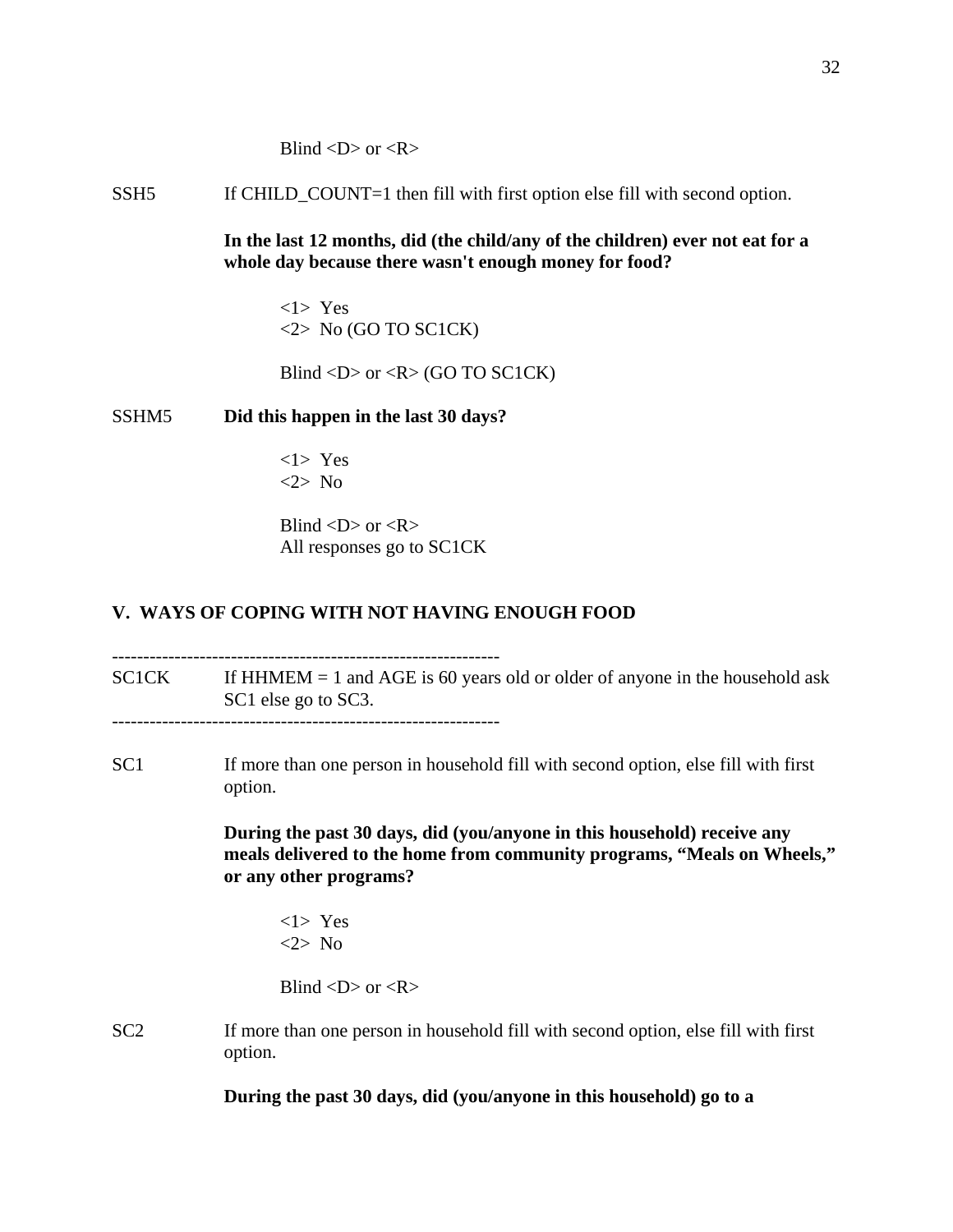Blind <D> or <R>

SSH5 If CHILD_COUNT=1 then fill with first option else fill with second option.

**In the last 12 months, did (the child/any of the children) ever not eat for a whole day because there wasn't enough money for food?**

<1> Yes
<2> No (GO TO SC1CK)

Blind <D> or <R> (GO TO SC1CK)

SSHM5 **Did this happen in the last 30 days?**

<1> Yes
<2> No

Blind <D> or <R>
All responses go to SC1CK

## V. WAYS OF COPING WITH NOT HAVING ENOUGH FOOD

---------------------------------------------------------------
SC1CK If HHMEM = 1 and AGE is 60 years old or older of anyone in the household ask SC1 else go to SC3.
---------------------------------------------------------------

SC1 If more than one person in household fill with second option, else fill with first option.

**During the past 30 days, did (you/anyone in this household) receive any meals delivered to the home from community programs, "Meals on Wheels," or any other programs?**

<1> Yes
<2> No

Blind <D> or <R>

SC2 If more than one person in household fill with second option, else fill with first option.

**During the past 30 days, did (you/anyone in this household) go to a**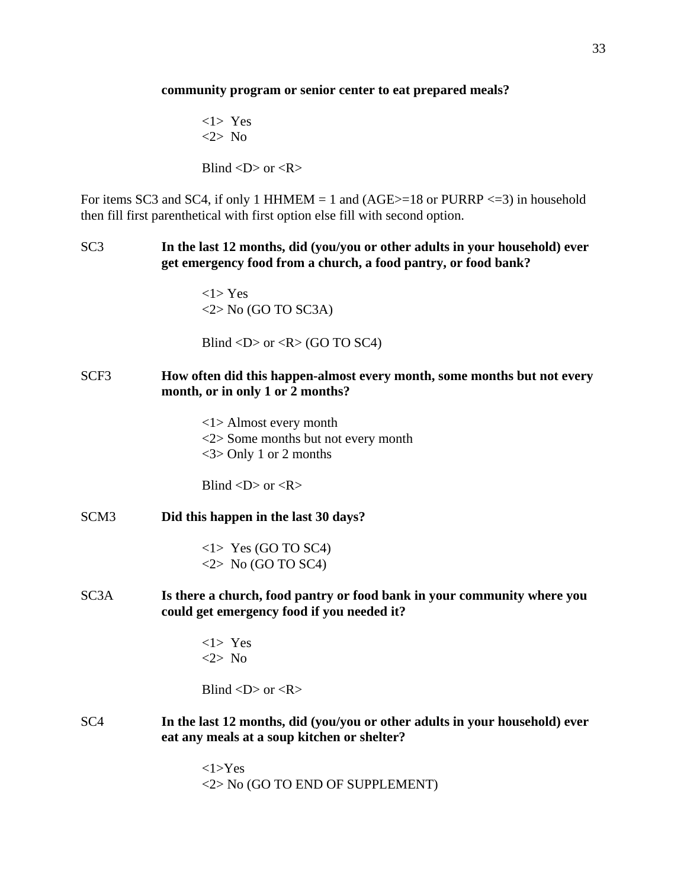**community program or senior center to eat prepared meals?**

<1> Yes
<2> No

Blind <D> or <R>

For items SC3 and SC4, if only 1 HHMEM = 1 and (AGE>=18 or PURRP <=3) in household then fill first parenthetical with first option else fill with second option.

SC3 **In the last 12 months, did (you/you or other adults in your household) ever get emergency food from a church, a food pantry, or food bank?**

<1> Yes
<2> No (GO TO SC3A)

Blind <D> or <R> (GO TO SC4)

SCF3 **How often did this happen-almost every month, some months but not every month, or in only 1 or 2 months?**

<1> Almost every month
<2> Some months but not every month
<3> Only 1 or 2 months

Blind <D> or <R>

SCM3 **Did this happen in the last 30 days?**

<1> Yes (GO TO SC4)
<2> No (GO TO SC4)

SC3A **Is there a church, food pantry or food bank in your community where you could get emergency food if you needed it?**

<1> Yes
<2> No

Blind <D> or <R>

SC4 **In the last 12 months, did (you/you or other adults in your household) ever eat any meals at a soup kitchen or shelter?**

<1>Yes
<2> No (GO TO END OF SUPPLEMENT)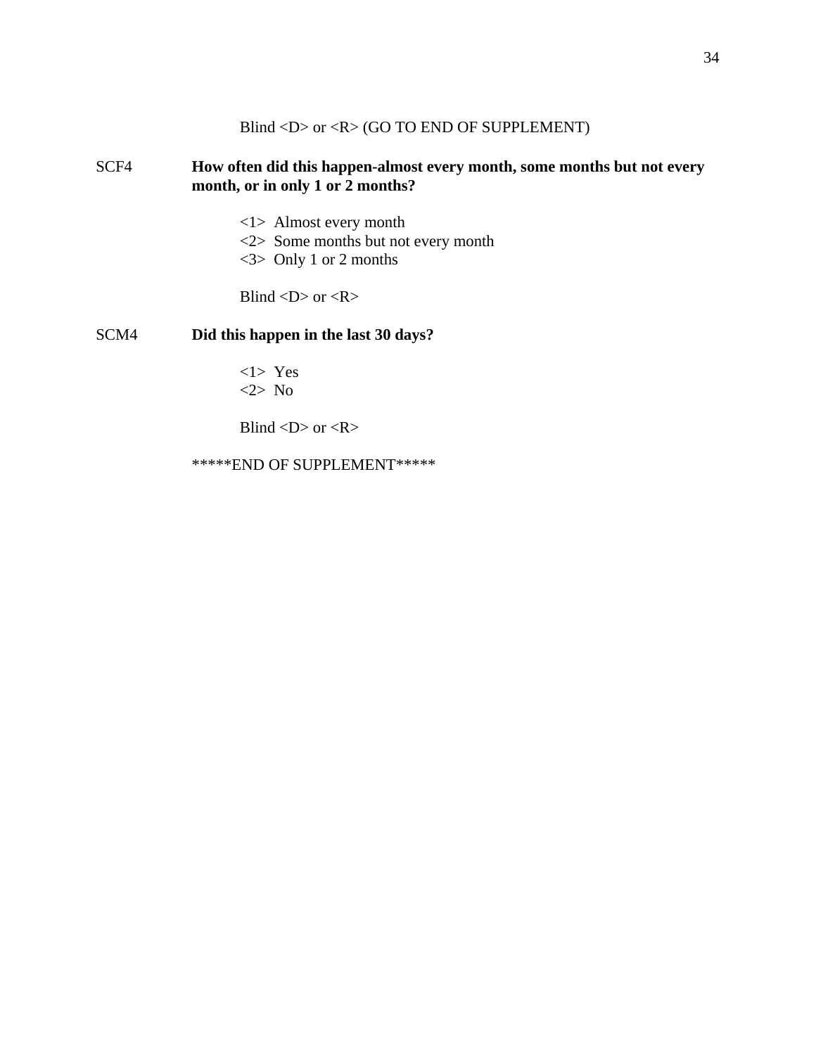Blind <D> or <R> (GO TO END OF SUPPLEMENT)

SCF4 **How often did this happen-almost every month, some months but not every month, or in only 1 or 2 months?**

<1> Almost every month
<2> Some months but not every month
<3> Only 1 or 2 months

Blind <D> or <R>

SCM4 **Did this happen in the last 30 days?**

<1> Yes
<2> No

Blind <D> or <R>

*****END OF SUPPLEMENT*****